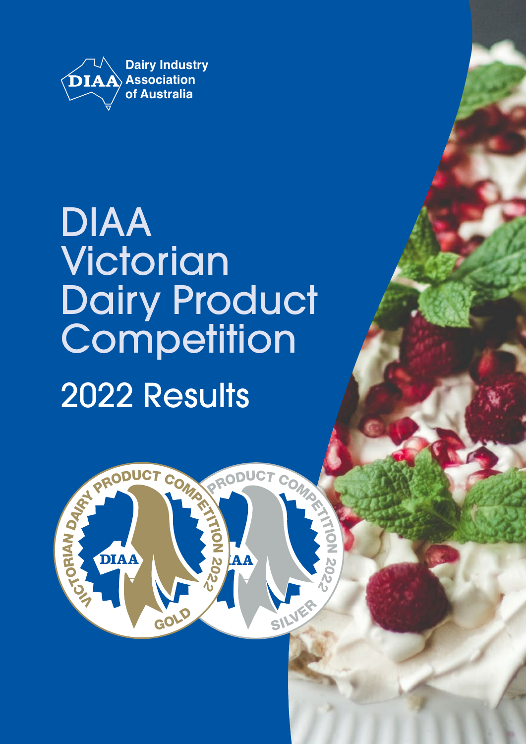Dairy Industry Association of Australia

# DIAA Victorian Dairy Product Competition

## 2022 Results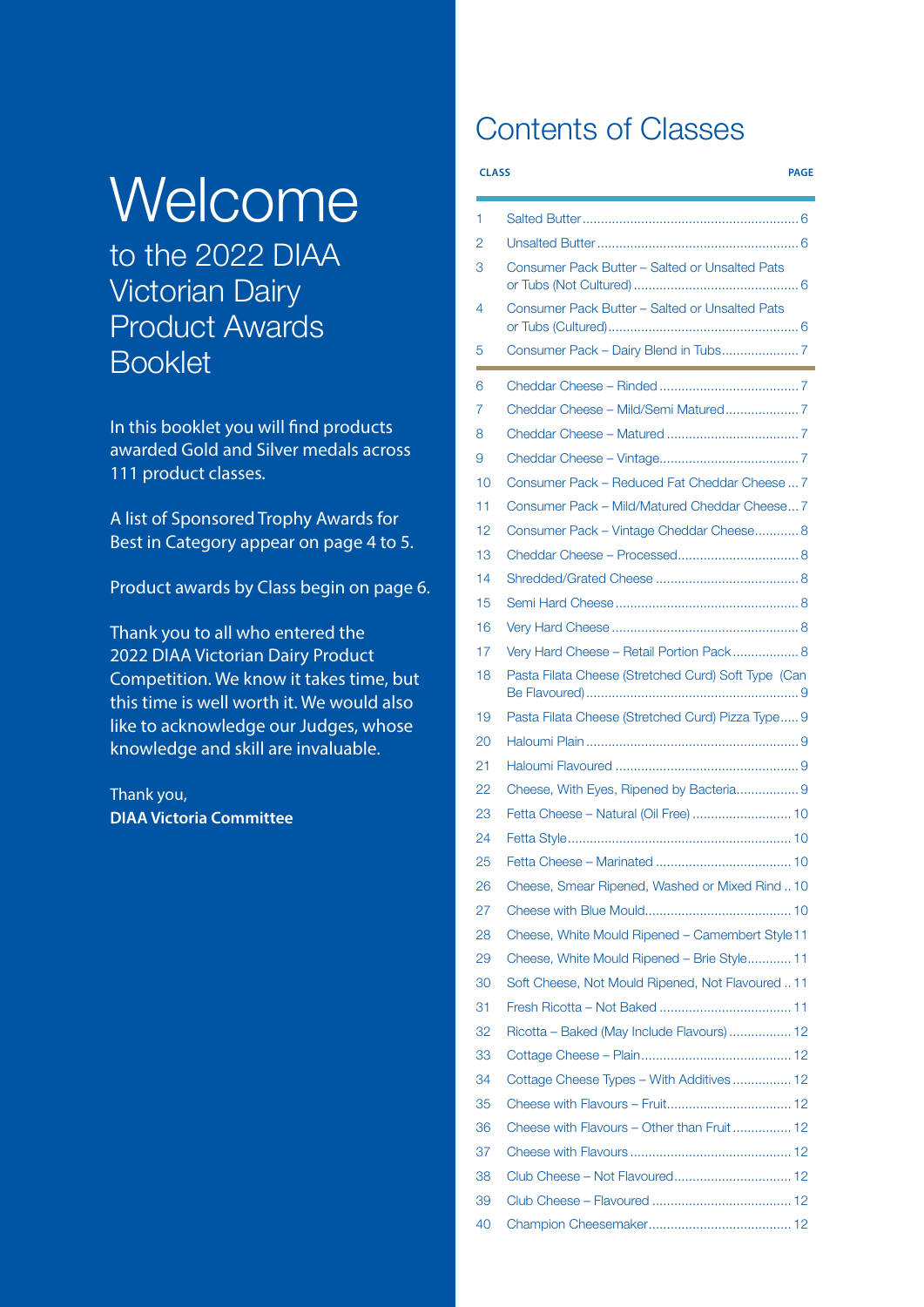# Welcome

## to the 2022 DIAA Victorian Dairy Product Awards Booklet

In this booklet you will find products awarded Gold and Silver medals across 111 product classes.

A list of Sponsored Trophy Awards for Best in Category appear on page 4 to 5.

Product awards by Class begin on page 6.

Thank you to all who entered the 2022 DIAA Victorian Dairy Product Competition. We know it takes time, but this time is well worth it. We would also like to acknowledge our Judges, whose knowledge and skill are invaluable.

Thank you,
**DIAA Victoria Committee**

# Contents of Classes

| CLASS | | PAGE |
|---|---|---|
| 1 | Salted Butter | 6 |
| 2 | Unsalted Butter | 6 |
| 3 | Consumer Pack Butter – Salted or Unsalted Pats or Tubs (Not Cultured) | 6 |
| 4 | Consumer Pack Butter – Salted or Unsalted Pats or Tubs (Cultured) | 6 |
| 5 | Consumer Pack – Dairy Blend in Tubs | 7 |
| 6 | Cheddar Cheese – Rinded | 7 |
| 7 | Cheddar Cheese – Mild/Semi Matured | 7 |
| 8 | Cheddar Cheese – Matured | 7 |
| 9 | Cheddar Cheese – Vintage | 7 |
| 10 | Consumer Pack – Reduced Fat Cheddar Cheese | 7 |
| 11 | Consumer Pack – Mild/Matured Cheddar Cheese | 7 |
| 12 | Consumer Pack – Vintage Cheddar Cheese | 8 |
| 13 | Cheddar Cheese – Processed | 8 |
| 14 | Shredded/Grated Cheese | 8 |
| 15 | Semi Hard Cheese | 8 |
| 16 | Very Hard Cheese | 8 |
| 17 | Very Hard Cheese – Retail Portion Pack | 8 |
| 18 | Pasta Filata Cheese (Stretched Curd) Soft Type (Can Be Flavoured) | 9 |
| 19 | Pasta Filata Cheese (Stretched Curd) Pizza Type | 9 |
| 20 | Haloumi Plain | 9 |
| 21 | Haloumi Flavoured | 9 |
| 22 | Cheese, With Eyes, Ripened by Bacteria | 9 |
| 23 | Fetta Cheese – Natural (Oil Free) | 10 |
| 24 | Fetta Style | 10 |
| 25 | Fetta Cheese – Marinated | 10 |
| 26 | Cheese, Smear Ripened, Washed or Mixed Rind | 10 |
| 27 | Cheese with Blue Mould | 10 |
| 28 | Cheese, White Mould Ripened – Camembert Style | 11 |
| 29 | Cheese, White Mould Ripened – Brie Style | 11 |
| 30 | Soft Cheese, Not Mould Ripened, Not Flavoured | 11 |
| 31 | Fresh Ricotta – Not Baked | 11 |
| 32 | Ricotta – Baked (May Include Flavours) | 12 |
| 33 | Cottage Cheese – Plain | 12 |
| 34 | Cottage Cheese Types – With Additives | 12 |
| 35 | Cheese with Flavours – Fruit | 12 |
| 36 | Cheese with Flavours – Other than Fruit | 12 |
| 37 | Cheese with Flavours | 12 |
| 38 | Club Cheese – Not Flavoured | 12 |
| 39 | Club Cheese – Flavoured | 12 |
| 40 | Champion Cheesemaker | 12 |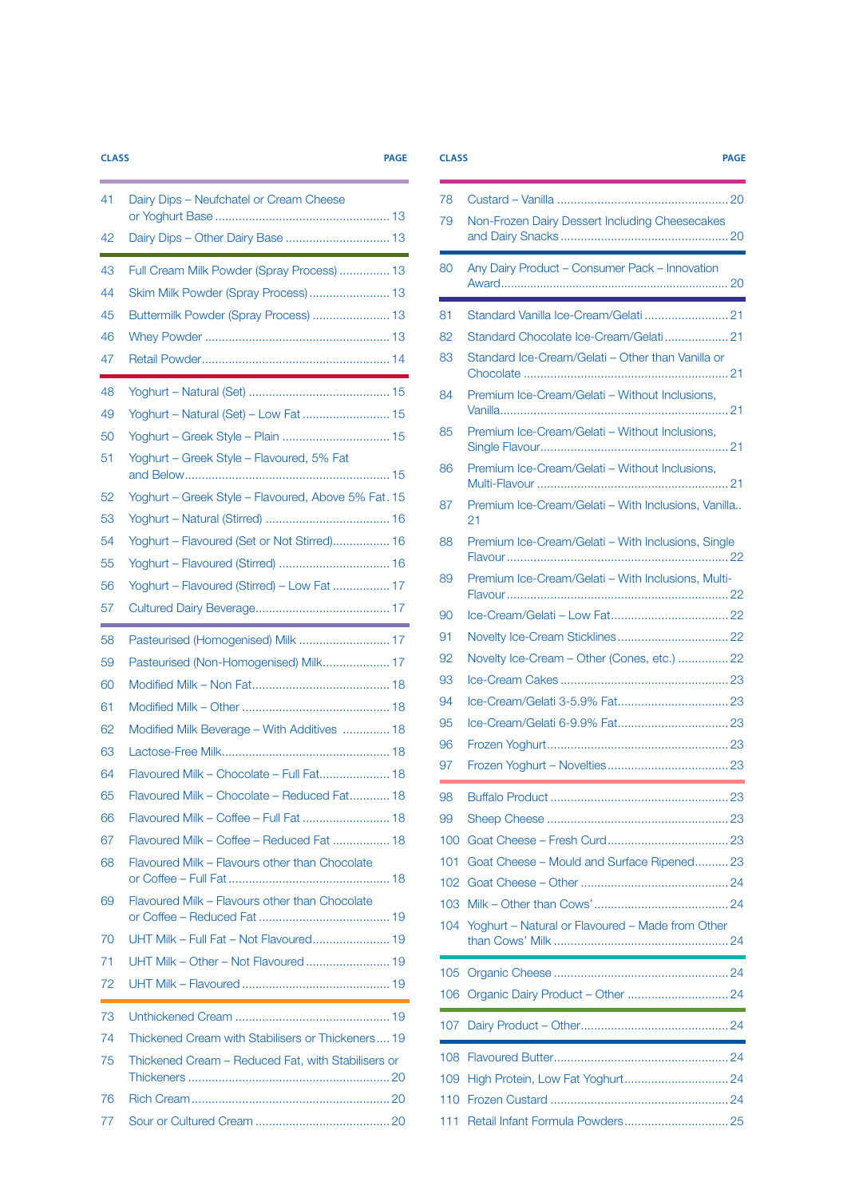| CLASS | | PAGE |
|---|---|---|
| 41 | Dairy Dips – Neufchatel or Cream Cheese or Yoghurt Base | 13 |
| 42 | Dairy Dips – Other Dairy Base | 13 |
| 43 | Full Cream Milk Powder (Spray Process) | 13 |
| 44 | Skim Milk Powder (Spray Process) | 13 |
| 45 | Buttermilk Powder (Spray Process) | 13 |
| 46 | Whey Powder | 13 |
| 47 | Retail Powder | 14 |
| 48 | Yoghurt – Natural (Set) | 15 |
| 49 | Yoghurt – Natural (Set) – Low Fat | 15 |
| 50 | Yoghurt – Greek Style – Plain | 15 |
| 51 | Yoghurt – Greek Style – Flavoured, 5% Fat and Below | 15 |
| 52 | Yoghurt – Greek Style – Flavoured, Above 5% Fat | 15 |
| 53 | Yoghurt – Natural (Stirred) | 16 |
| 54 | Yoghurt – Flavoured (Set or Not Stirred) | 16 |
| 55 | Yoghurt – Flavoured (Stirred) | 16 |
| 56 | Yoghurt – Flavoured (Stirred) – Low Fat | 17 |
| 57 | Cultured Dairy Beverage | 17 |
| 58 | Pasteurised (Homogenised) Milk | 17 |
| 59 | Pasteurised (Non-Homogenised) Milk | 17 |
| 60 | Modified Milk – Non Fat | 18 |
| 61 | Modified Milk – Other | 18 |
| 62 | Modified Milk Beverage – With Additives | 18 |
| 63 | Lactose-Free Milk | 18 |
| 64 | Flavoured Milk – Chocolate – Full Fat | 18 |
| 65 | Flavoured Milk – Chocolate – Reduced Fat | 18 |
| 66 | Flavoured Milk – Coffee – Full Fat | 18 |
| 67 | Flavoured Milk – Coffee – Reduced Fat | 18 |
| 68 | Flavoured Milk – Flavours other than Chocolate or Coffee – Full Fat | 18 |
| 69 | Flavoured Milk – Flavours other than Chocolate or Coffee – Reduced Fat | 19 |
| 70 | UHT Milk – Full Fat – Not Flavoured | 19 |
| 71 | UHT Milk – Other – Not Flavoured | 19 |
| 72 | UHT Milk – Flavoured | 19 |
| 73 | Unthickened Cream | 19 |
| 74 | Thickened Cream with Stabilisers or Thickeners | 19 |
| 75 | Thickened Cream – Reduced Fat, with Stabilisers or Thickeners | 20 |
| 76 | Rich Cream | 20 |
| 77 | Sour or Cultured Cream | 20 |
| 78 | Custard – Vanilla | 20 |
| 79 | Non-Frozen Dairy Dessert Including Cheesecakes and Dairy Snacks | 20 |
| 80 | Any Dairy Product – Consumer Pack – Innovation Award | 20 |
| 81 | Standard Vanilla Ice-Cream/Gelati | 21 |
| 82 | Standard Chocolate Ice-Cream/Gelati | 21 |
| 83 | Standard Ice-Cream/Gelati – Other than Vanilla or Chocolate | 21 |
| 84 | Premium Ice-Cream/Gelati – Without Inclusions, Vanilla | 21 |
| 85 | Premium Ice-Cream/Gelati – Without Inclusions, Single Flavour | 21 |
| 86 | Premium Ice-Cream/Gelati – Without Inclusions, Multi-Flavour | 21 |
| 87 | Premium Ice-Cream/Gelati – With Inclusions, Vanilla | 21 |
| 88 | Premium Ice-Cream/Gelati – With Inclusions, Single Flavour | 22 |
| 89 | Premium Ice-Cream/Gelati – With Inclusions, Multi-Flavour | 22 |
| 90 | Ice-Cream/Gelati – Low Fat | 22 |
| 91 | Novelty Ice-Cream Sticklines | 22 |
| 92 | Novelty Ice-Cream – Other (Cones, etc.) | 22 |
| 93 | Ice-Cream Cakes | 23 |
| 94 | Ice-Cream/Gelati 3-5.9% Fat | 23 |
| 95 | Ice-Cream/Gelati 6-9.9% Fat | 23 |
| 96 | Frozen Yoghurt | 23 |
| 97 | Frozen Yoghurt – Novelties | 23 |
| 98 | Buffalo Product | 23 |
| 99 | Sheep Cheese | 23 |
| 100 | Goat Cheese – Fresh Curd | 23 |
| 101 | Goat Cheese – Mould and Surface Ripened | 23 |
| 102 | Goat Cheese – Other | 24 |
| 103 | Milk – Other than Cows' | 24 |
| 104 | Yoghurt – Natural or Flavoured – Made from Other than Cows' Milk | 24 |
| 105 | Organic Cheese | 24 |
| 106 | Organic Dairy Product – Other | 24 |
| 107 | Dairy Product – Other | 24 |
| 108 | Flavoured Butter | 24 |
| 109 | High Protein, Low Fat Yoghurt | 24 |
| 110 | Frozen Custard | 24 |
| 111 | Retail Infant Formula Powders | 25 |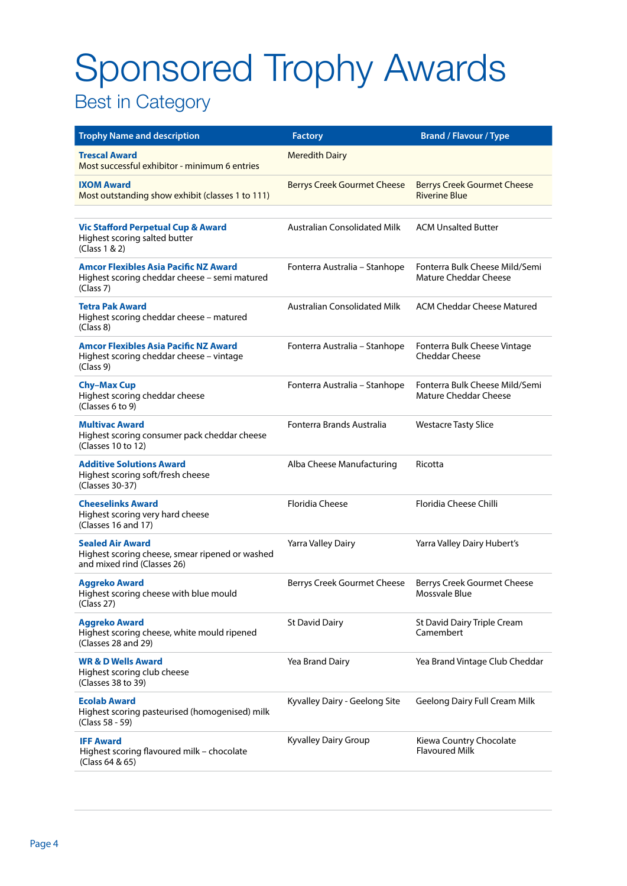# Sponsored Trophy Awards

## Best in Category

| Trophy Name and description | Factory | Brand / Flavour / Type |
|---|---|---|
| **Trescal Award**<br>Most successful exhibitor - minimum 6 entries | Meredith Dairy | |
| **IXOM Award**<br>Most outstanding show exhibit (classes 1 to 111) | Berrys Creek Gourmet Cheese | Berrys Creek Gourmet Cheese Riverine Blue |
| | | |
| **Vic Stafford Perpetual Cup & Award**<br>Highest scoring salted butter<br>(Class 1 & 2) | Australian Consolidated Milk | ACM Unsalted Butter |
| **Amcor Flexibles Asia Pacific NZ Award**<br>Highest scoring cheddar cheese – semi matured<br>(Class 7) | Fonterra Australia – Stanhope | Fonterra Bulk Cheese Mild/Semi Mature Cheddar Cheese |
| **Tetra Pak Award**<br>Highest scoring cheddar cheese – matured<br>(Class 8) | Australian Consolidated Milk | ACM Cheddar Cheese Matured |
| **Amcor Flexibles Asia Pacific NZ Award**<br>Highest scoring cheddar cheese – vintage<br>(Class 9) | Fonterra Australia – Stanhope | Fonterra Bulk Cheese Vintage Cheddar Cheese |
| **Chy–Max Cup**<br>Highest scoring cheddar cheese<br>(Classes 6 to 9) | Fonterra Australia – Stanhope | Fonterra Bulk Cheese Mild/Semi Mature Cheddar Cheese |
| **Multivac Award**<br>Highest scoring consumer pack cheddar cheese<br>(Classes 10 to 12) | Fonterra Brands Australia | Westacre Tasty Slice |
| **Additive Solutions Award**<br>Highest scoring soft/fresh cheese<br>(Classes 30-37) | Alba Cheese Manufacturing | Ricotta |
| **Cheeselinks Award**<br>Highest scoring very hard cheese<br>(Classes 16 and 17) | Floridia Cheese | Floridia Cheese Chilli |
| **Sealed Air Award**<br>Highest scoring cheese, smear ripened or washed and mixed rind (Classes 26) | Yarra Valley Dairy | Yarra Valley Dairy Hubert's |
| **Aggreko Award**<br>Highest scoring cheese with blue mould<br>(Class 27) | Berrys Creek Gourmet Cheese | Berrys Creek Gourmet Cheese Mossvale Blue |
| **Aggreko Award**<br>Highest scoring cheese, white mould ripened<br>(Classes 28 and 29) | St David Dairy | St David Dairy Triple Cream Camembert |
| **WR & D Wells Award**<br>Highest scoring club cheese<br>(Classes 38 to 39) | Yea Brand Dairy | Yea Brand Vintage Club Cheddar |
| **Ecolab Award**<br>Highest scoring pasteurised (homogenised) milk<br>(Class 58 - 59) | Kyvalley Dairy - Geelong Site | Geelong Dairy Full Cream Milk |
| **IFF Award**<br>Highest scoring flavoured milk – chocolate<br>(Class 64 & 65) | Kyvalley Dairy Group | Kiewa Country Chocolate Flavoured Milk |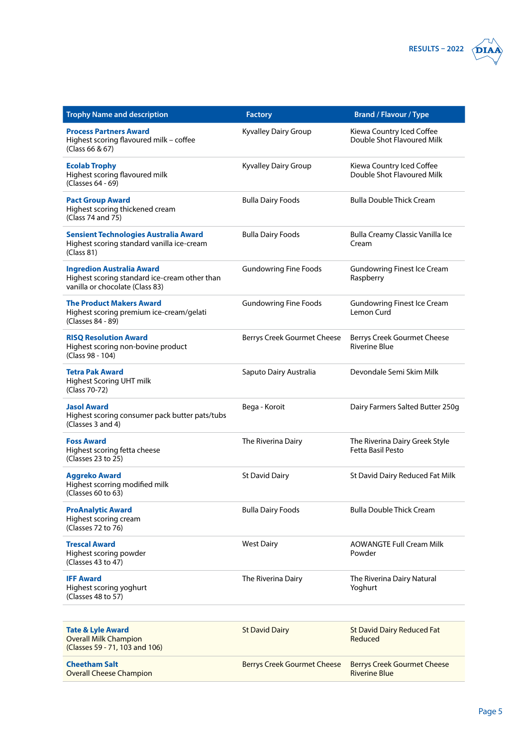| Trophy Name and description | Factory | Brand / Flavour / Type |
|---|---|---|
| **Process Partners Award**<br>Highest scoring flavoured milk – coffee<br>(Class 66 & 67) | Kyvalley Dairy Group | Kiewa Country Iced Coffee Double Shot Flavoured Milk |
| **Ecolab Trophy**<br>Highest scoring flavoured milk<br>(Classes 64 - 69) | Kyvalley Dairy Group | Kiewa Country Iced Coffee Double Shot Flavoured Milk |
| **Pact Group Award**<br>Highest scoring thickened cream<br>(Class 74 and 75) | Bulla Dairy Foods | Bulla Double Thick Cream |
| **Sensient Technologies Australia Award**<br>Highest scoring standard vanilla ice-cream<br>(Class 81) | Bulla Dairy Foods | Bulla Creamy Classic Vanilla Ice Cream |
| **Ingredion Australia Award**<br>Highest scoring standard ice-cream other than vanilla or chocolate (Class 83) | Gundowring Fine Foods | Gundowring Finest Ice Cream Raspberry |
| **The Product Makers Award**<br>Highest scoring premium ice-cream/gelati<br>(Classes 84 - 89) | Gundowring Fine Foods | Gundowring Finest Ice Cream Lemon Curd |
| **RISQ Resolution Award**<br>Highest scoring non-bovine product<br>(Class 98 - 104) | Berrys Creek Gourmet Cheese | Berrys Creek Gourmet Cheese Riverine Blue |
| **Tetra Pak Award**<br>Highest Scoring UHT milk<br>(Class 70-72) | Saputo Dairy Australia | Devondale Semi Skim Milk |
| **Jasol Award**<br>Highest scoring consumer pack butter pats/tubs<br>(Classes 3 and 4) | Bega - Koroit | Dairy Farmers Salted Butter 250g |
| **Foss Award**<br>Highest scoring fetta cheese<br>(Classes 23 to 25) | The Riverina Dairy | The Riverina Dairy Greek Style Fetta Basil Pesto |
| **Aggreko Award**<br>Highest scorring modified milk<br>(Classes 60 to 63) | St David Dairy | St David Dairy Reduced Fat Milk |
| **ProAnalytic Award**<br>Highest scoring cream<br>(Classes 72 to 76) | Bulla Dairy Foods | Bulla Double Thick Cream |
| **Trescal Award**<br>Highest scoring powder<br>(Classes 43 to 47) | West Dairy | AOWANGTE Full Cream Milk Powder |
| **IFF Award**<br>Highest scoring yoghurt<br>(Classes 48 to 57) | The Riverina Dairy | The Riverina Dairy Natural Yoghurt |
| **Tate & Lyle Award**<br>Overall Milk Champion<br>(Classes 59 - 71, 103 and 106) | St David Dairy | St David Dairy Reduced Fat Reduced |
| **Cheetham Salt**<br>Overall Cheese Champion | Berrys Creek Gourmet Cheese | Berrys Creek Gourmet Cheese Riverine Blue |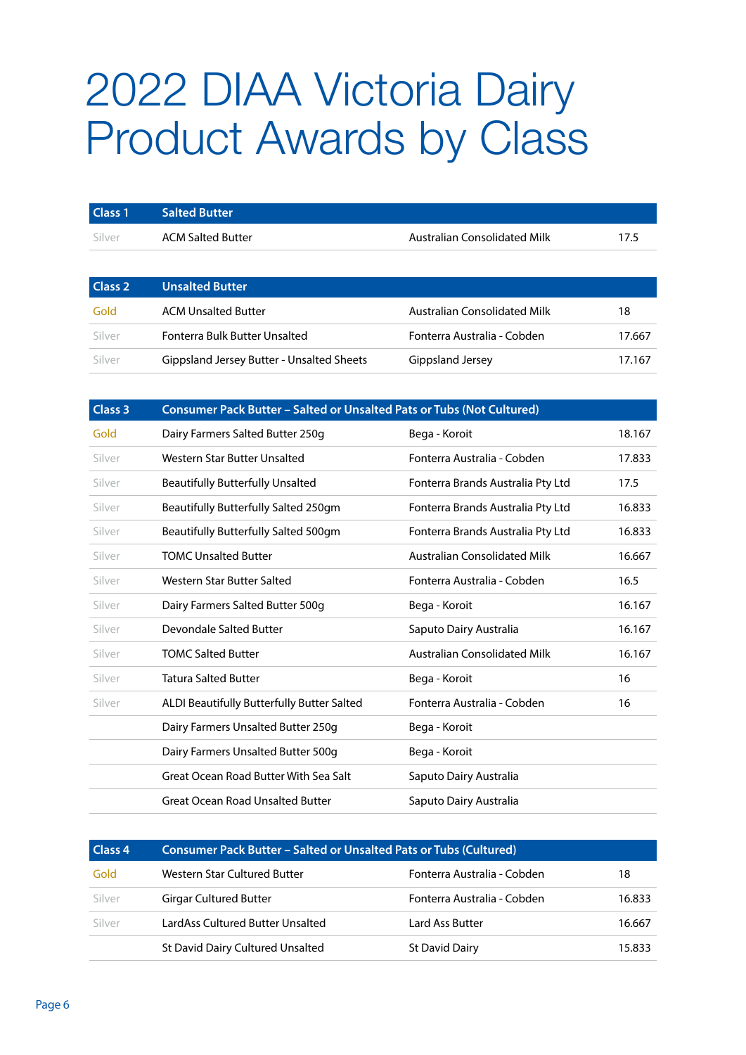# 2022 DIAA Victoria Dairy Product Awards by Class

| Class 1 | Salted Butter | | |
|---|---|---|---|
| Silver | ACM Salted Butter | Australian Consolidated Milk | 17.5 |

| Class 2 | Unsalted Butter | | |
|---|---|---|---|
| Gold | ACM Unsalted Butter | Australian Consolidated Milk | 18 |
| Silver | Fonterra Bulk Butter Unsalted | Fonterra Australia - Cobden | 17.667 |
| Silver | Gippsland Jersey Butter - Unsalted Sheets | Gippsland Jersey | 17.167 |

| Class 3 | Consumer Pack Butter – Salted or Unsalted Pats or Tubs (Not Cultured) | | |
|---|---|---|---|
| Gold | Dairy Farmers Salted Butter 250g | Bega - Koroit | 18.167 |
| Silver | Western Star Butter Unsalted | Fonterra Australia - Cobden | 17.833 |
| Silver | Beautifully Butterfully Unsalted | Fonterra Brands Australia Pty Ltd | 17.5 |
| Silver | Beautifully Butterfully Salted 250gm | Fonterra Brands Australia Pty Ltd | 16.833 |
| Silver | Beautifully Butterfully Salted 500gm | Fonterra Brands Australia Pty Ltd | 16.833 |
| Silver | TOMC Unsalted Butter | Australian Consolidated Milk | 16.667 |
| Silver | Western Star Butter Salted | Fonterra Australia - Cobden | 16.5 |
| Silver | Dairy Farmers Salted Butter 500g | Bega - Koroit | 16.167 |
| Silver | Devondale Salted Butter | Saputo Dairy Australia | 16.167 |
| Silver | TOMC Salted Butter | Australian Consolidated Milk | 16.167 |
| Silver | Tatura Salted Butter | Bega - Koroit | 16 |
| Silver | ALDI Beautifully Butterfully Butter Salted | Fonterra Australia - Cobden | 16 |
| | Dairy Farmers Unsalted Butter 250g | Bega - Koroit | |
| | Dairy Farmers Unsalted Butter 500g | Bega - Koroit | |
| | Great Ocean Road Butter With Sea Salt | Saputo Dairy Australia | |
| | Great Ocean Road Unsalted Butter | Saputo Dairy Australia | |

| Class 4 | Consumer Pack Butter – Salted or Unsalted Pats or Tubs (Cultured) | | |
|---|---|---|---|
| Gold | Western Star Cultured Butter | Fonterra Australia - Cobden | 18 |
| Silver | Girgar Cultured Butter | Fonterra Australia - Cobden | 16.833 |
| Silver | LardAss Cultured Butter Unsalted | Lard Ass Butter | 16.667 |
| | St David Dairy Cultured Unsalted | St David Dairy | 15.833 |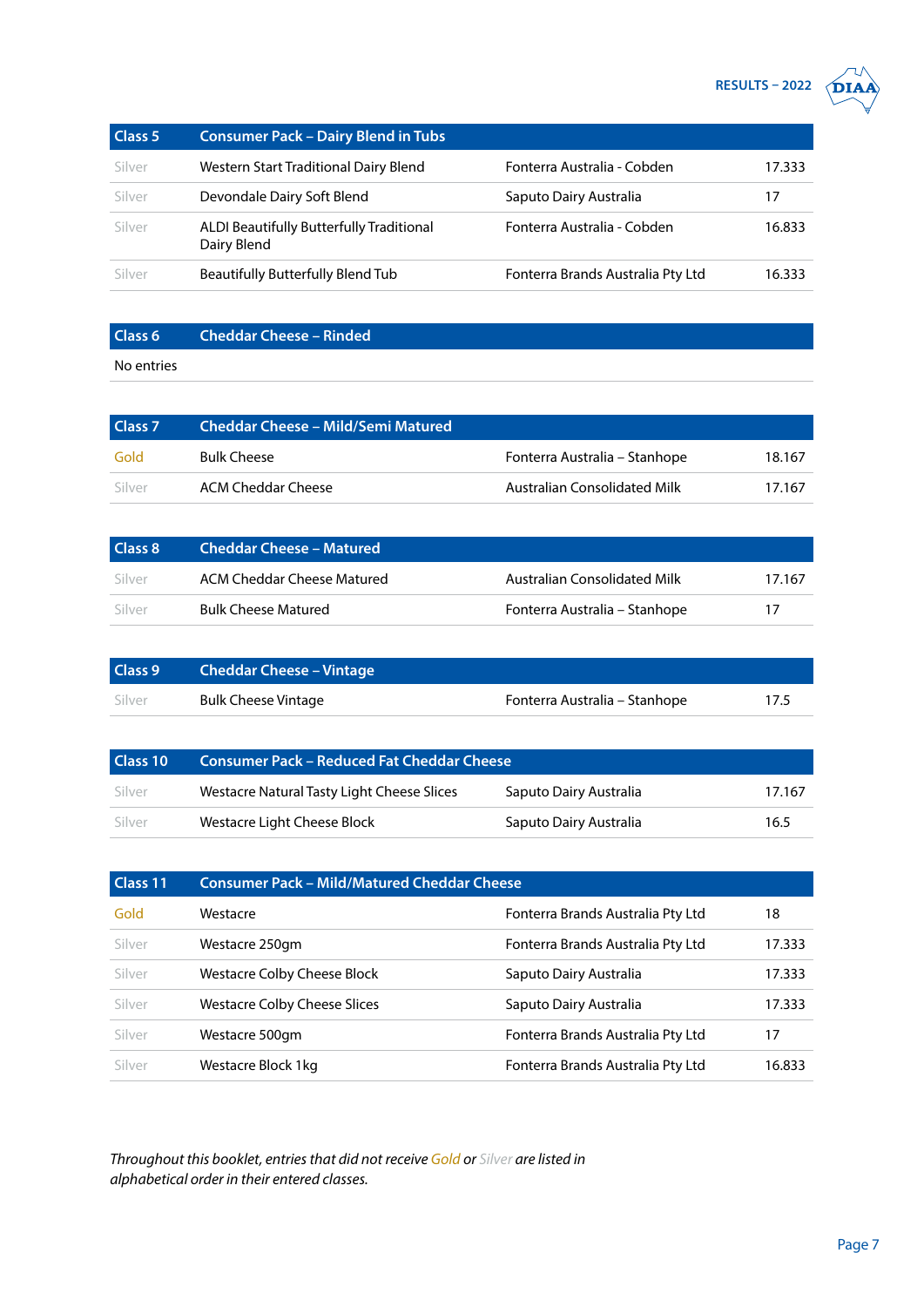| Class 5 | Consumer Pack – Dairy Blend in Tubs | | |
|---|---|---|---|
| Silver | Western Start Traditional Dairy Blend | Fonterra Australia - Cobden | 17.333 |
| Silver | Devondale Dairy Soft Blend | Saputo Dairy Australia | 17 |
| Silver | ALDI Beautifully Butterfully Traditional Dairy Blend | Fonterra Australia - Cobden | 16.833 |
| Silver | Beautifully Butterfully Blend Tub | Fonterra Brands Australia Pty Ltd | 16.333 |

| Class 6 | Cheddar Cheese – Rinded |
|---|---|
| No entries | |

| Class 7 | Cheddar Cheese – Mild/Semi Matured | | |
|---|---|---|---|
| Gold | Bulk Cheese | Fonterra Australia – Stanhope | 18.167 |
| Silver | ACM Cheddar Cheese | Australian Consolidated Milk | 17.167 |

| Class 8 | Cheddar Cheese – Matured | | |
|---|---|---|---|
| Silver | ACM Cheddar Cheese Matured | Australian Consolidated Milk | 17.167 |
| Silver | Bulk Cheese Matured | Fonterra Australia – Stanhope | 17 |

| Class 9 | Cheddar Cheese – Vintage | | |
|---|---|---|---|
| Silver | Bulk Cheese Vintage | Fonterra Australia – Stanhope | 17.5 |

| Class 10 | Consumer Pack – Reduced Fat Cheddar Cheese | | |
|---|---|---|---|
| Silver | Westacre Natural Tasty Light Cheese Slices | Saputo Dairy Australia | 17.167 |
| Silver | Westacre Light Cheese Block | Saputo Dairy Australia | 16.5 |

| Class 11 | Consumer Pack – Mild/Matured Cheddar Cheese | | |
|---|---|---|---|
| Gold | Westacre | Fonterra Brands Australia Pty Ltd | 18 |
| Silver | Westacre 250gm | Fonterra Brands Australia Pty Ltd | 17.333 |
| Silver | Westacre Colby Cheese Block | Saputo Dairy Australia | 17.333 |
| Silver | Westacre Colby Cheese Slices | Saputo Dairy Australia | 17.333 |
| Silver | Westacre 500gm | Fonterra Brands Australia Pty Ltd | 17 |
| Silver | Westacre Block 1kg | Fonterra Brands Australia Pty Ltd | 16.833 |

*Throughout this booklet, entries that did not receive Gold or Silver are listed in alphabetical order in their entered classes.*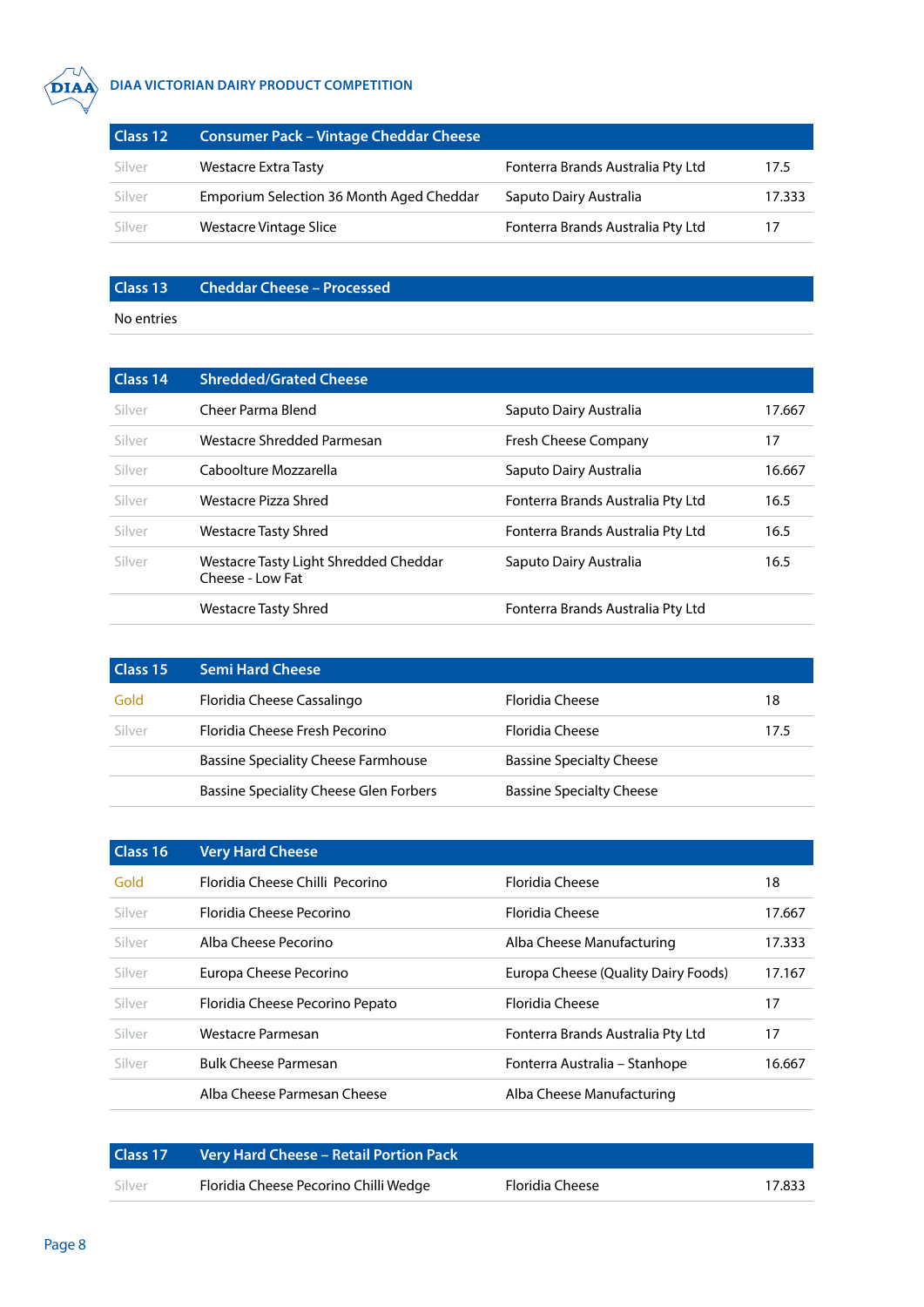| Class 12 | Consumer Pack – Vintage Cheddar Cheese | | |
|---|---|---|---|
| Silver | Westacre Extra Tasty | Fonterra Brands Australia Pty Ltd | 17.5 |
| Silver | Emporium Selection 36 Month Aged Cheddar | Saputo Dairy Australia | 17.333 |
| Silver | Westacre Vintage Slice | Fonterra Brands Australia Pty Ltd | 17 |

| Class 13 | Cheddar Cheese – Processed | | |
|---|---|---|---|
| No entries | | | |

| Class 14 | Shredded/Grated Cheese | | |
|---|---|---|---|
| Silver | Cheer Parma Blend | Saputo Dairy Australia | 17.667 |
| Silver | Westacre Shredded Parmesan | Fresh Cheese Company | 17 |
| Silver | Caboolture Mozzarella | Saputo Dairy Australia | 16.667 |
| Silver | Westacre Pizza Shred | Fonterra Brands Australia Pty Ltd | 16.5 |
| Silver | Westacre Tasty Shred | Fonterra Brands Australia Pty Ltd | 16.5 |
| Silver | Westacre Tasty Light Shredded Cheddar Cheese - Low Fat | Saputo Dairy Australia | 16.5 |
| | Westacre Tasty Shred | Fonterra Brands Australia Pty Ltd | |

| Class 15 | Semi Hard Cheese | | |
|---|---|---|---|
| Gold | Floridia Cheese Cassalingo | Floridia Cheese | 18 |
| Silver | Floridia Cheese Fresh Pecorino | Floridia Cheese | 17.5 |
| | Bassine Speciality Cheese Farmhouse | Bassine Specialty Cheese | |
| | Bassine Speciality Cheese Glen Forbers | Bassine Specialty Cheese | |

| Class 16 | Very Hard Cheese | | |
|---|---|---|---|
| Gold | Floridia Cheese Chilli Pecorino | Floridia Cheese | 18 |
| Silver | Floridia Cheese Pecorino | Floridia Cheese | 17.667 |
| Silver | Alba Cheese Pecorino | Alba Cheese Manufacturing | 17.333 |
| Silver | Europa Cheese Pecorino | Europa Cheese (Quality Dairy Foods) | 17.167 |
| Silver | Floridia Cheese Pecorino Pepato | Floridia Cheese | 17 |
| Silver | Westacre Parmesan | Fonterra Brands Australia Pty Ltd | 17 |
| Silver | Bulk Cheese Parmesan | Fonterra Australia – Stanhope | 16.667 |
| | Alba Cheese Parmesan Cheese | Alba Cheese Manufacturing | |

| Class 17 | Very Hard Cheese – Retail Portion Pack | | |
|---|---|---|---|
| Silver | Floridia Cheese Pecorino Chilli Wedge | Floridia Cheese | 17.833 |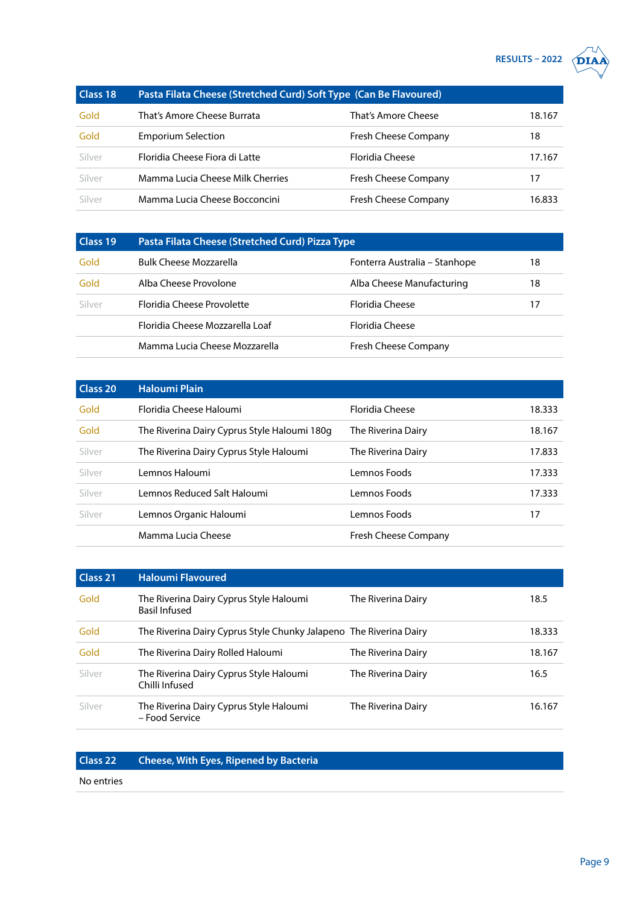| Class 18 | Pasta Filata Cheese (Stretched Curd) Soft Type (Can Be Flavoured) | | |
|---|---|---|---|
| Gold | That's Amore Cheese Burrata | That's Amore Cheese | 18.167 |
| Gold | Emporium Selection | Fresh Cheese Company | 18 |
| Silver | Floridia Cheese Fiora di Latte | Floridia Cheese | 17.167 |
| Silver | Mamma Lucia Cheese Milk Cherries | Fresh Cheese Company | 17 |
| Silver | Mamma Lucia Cheese Bocconcini | Fresh Cheese Company | 16.833 |

| Class 19 | Pasta Filata Cheese (Stretched Curd) Pizza Type | | |
|---|---|---|---|
| Gold | Bulk Cheese Mozzarella | Fonterra Australia – Stanhope | 18 |
| Gold | Alba Cheese Provolone | Alba Cheese Manufacturing | 18 |
| Silver | Floridia Cheese Provolette | Floridia Cheese | 17 |
| | Floridia Cheese Mozzarella Loaf | Floridia Cheese | |
| | Mamma Lucia Cheese Mozzarella | Fresh Cheese Company | |

| Class 20 | Haloumi Plain | | |
|---|---|---|---|
| Gold | Floridia Cheese Haloumi | Floridia Cheese | 18.333 |
| Gold | The Riverina Dairy Cyprus Style Haloumi 180g | The Riverina Dairy | 18.167 |
| Silver | The Riverina Dairy Cyprus Style Haloumi | The Riverina Dairy | 17.833 |
| Silver | Lemnos Haloumi | Lemnos Foods | 17.333 |
| Silver | Lemnos Reduced Salt Haloumi | Lemnos Foods | 17.333 |
| Silver | Lemnos Organic Haloumi | Lemnos Foods | 17 |
| | Mamma Lucia Cheese | Fresh Cheese Company | |

| Class 21 | Haloumi Flavoured | | |
|---|---|---|---|
| Gold | The Riverina Dairy Cyprus Style Haloumi Basil Infused | The Riverina Dairy | 18.5 |
| Gold | The Riverina Dairy Cyprus Style Chunky Jalapeno | The Riverina Dairy | 18.333 |
| Gold | The Riverina Dairy Rolled Haloumi | The Riverina Dairy | 18.167 |
| Silver | The Riverina Dairy Cyprus Style Haloumi Chilli Infused | The Riverina Dairy | 16.5 |
| Silver | The Riverina Dairy Cyprus Style Haloumi – Food Service | The Riverina Dairy | 16.167 |

| Class 22 | Cheese, With Eyes, Ripened by Bacteria |
|---|---|
| No entries | |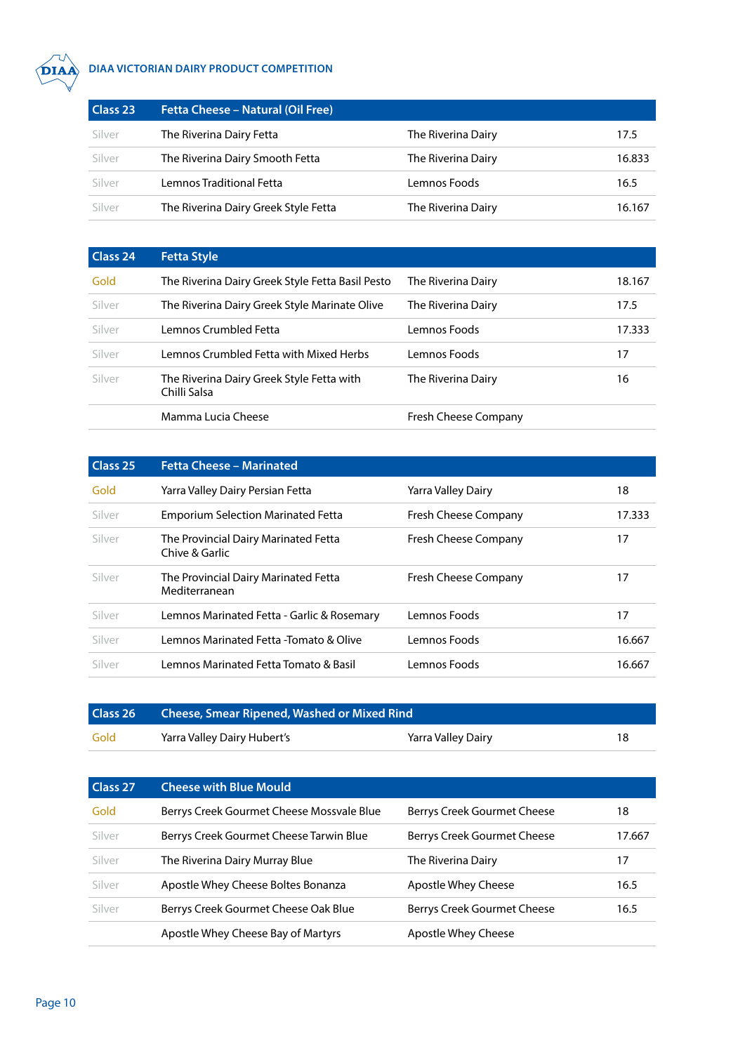| Class 23 | Fetta Cheese – Natural (Oil Free) | | |
|---|---|---|---|
| Silver | The Riverina Dairy Fetta | The Riverina Dairy | 17.5 |
| Silver | The Riverina Dairy Smooth Fetta | The Riverina Dairy | 16.833 |
| Silver | Lemnos Traditional Fetta | Lemnos Foods | 16.5 |
| Silver | The Riverina Dairy Greek Style Fetta | The Riverina Dairy | 16.167 |

| Class 24 | Fetta Style | | |
|---|---|---|---|
| Gold | The Riverina Dairy Greek Style Fetta Basil Pesto | The Riverina Dairy | 18.167 |
| Silver | The Riverina Dairy Greek Style Marinate Olive | The Riverina Dairy | 17.5 |
| Silver | Lemnos Crumbled Fetta | Lemnos Foods | 17.333 |
| Silver | Lemnos Crumbled Fetta with Mixed Herbs | Lemnos Foods | 17 |
| Silver | The Riverina Dairy Greek Style Fetta with Chilli Salsa | The Riverina Dairy | 16 |
| | Mamma Lucia Cheese | Fresh Cheese Company | |

| Class 25 | Fetta Cheese – Marinated | | |
|---|---|---|---|
| Gold | Yarra Valley Dairy Persian Fetta | Yarra Valley Dairy | 18 |
| Silver | Emporium Selection Marinated Fetta | Fresh Cheese Company | 17.333 |
| Silver | The Provincial Dairy Marinated Fetta Chive & Garlic | Fresh Cheese Company | 17 |
| Silver | The Provincial Dairy Marinated Fetta Mediterranean | Fresh Cheese Company | 17 |
| Silver | Lemnos Marinated Fetta - Garlic & Rosemary | Lemnos Foods | 17 |
| Silver | Lemnos Marinated Fetta -Tomato & Olive | Lemnos Foods | 16.667 |
| Silver | Lemnos Marinated Fetta Tomato & Basil | Lemnos Foods | 16.667 |

| Class 26 | Cheese, Smear Ripened, Washed or Mixed Rind | | |
|---|---|---|---|
| Gold | Yarra Valley Dairy Hubert's | Yarra Valley Dairy | 18 |

| Class 27 | Cheese with Blue Mould | | |
|---|---|---|---|
| Gold | Berrys Creek Gourmet Cheese Mossvale Blue | Berrys Creek Gourmet Cheese | 18 |
| Silver | Berrys Creek Gourmet Cheese Tarwin Blue | Berrys Creek Gourmet Cheese | 17.667 |
| Silver | The Riverina Dairy Murray Blue | The Riverina Dairy | 17 |
| Silver | Apostle Whey Cheese Boltes Bonanza | Apostle Whey Cheese | 16.5 |
| Silver | Berrys Creek Gourmet Cheese Oak Blue | Berrys Creek Gourmet Cheese | 16.5 |
| | Apostle Whey Cheese Bay of Martyrs | Apostle Whey Cheese | |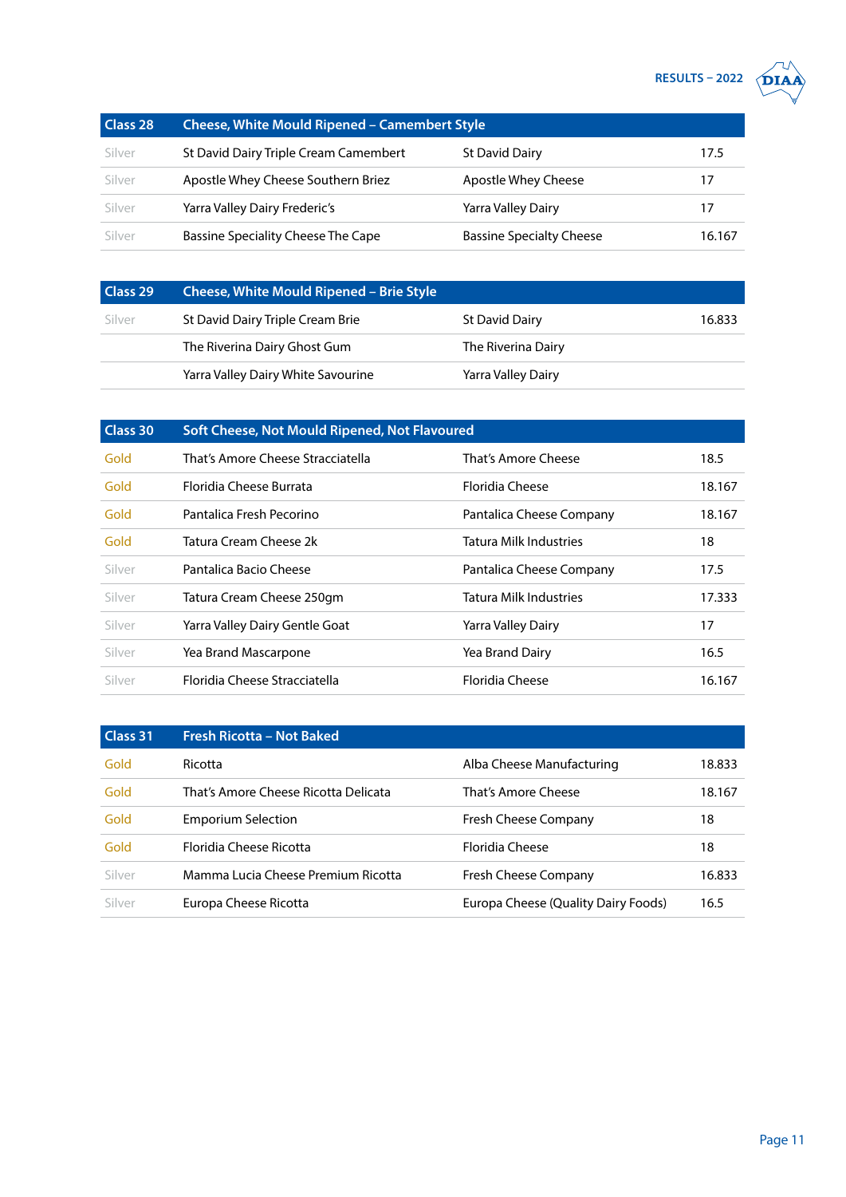| Class 28 | Cheese, White Mould Ripened – Camembert Style | | |
|---|---|---|---|
| Silver | St David Dairy Triple Cream Camembert | St David Dairy | 17.5 |
| Silver | Apostle Whey Cheese Southern Briez | Apostle Whey Cheese | 17 |
| Silver | Yarra Valley Dairy Frederic's | Yarra Valley Dairy | 17 |
| Silver | Bassine Speciality Cheese The Cape | Bassine Specialty Cheese | 16.167 |

| Class 29 | Cheese, White Mould Ripened – Brie Style | | |
|---|---|---|---|
| Silver | St David Dairy Triple Cream Brie | St David Dairy | 16.833 |
| | The Riverina Dairy Ghost Gum | The Riverina Dairy | |
| | Yarra Valley Dairy White Savourine | Yarra Valley Dairy | |

| Class 30 | Soft Cheese, Not Mould Ripened, Not Flavoured | | |
|---|---|---|---|
| Gold | That's Amore Cheese Stracciatella | That's Amore Cheese | 18.5 |
| Gold | Floridia Cheese Burrata | Floridia Cheese | 18.167 |
| Gold | Pantalica Fresh Pecorino | Pantalica Cheese Company | 18.167 |
| Gold | Tatura Cream Cheese 2k | Tatura Milk Industries | 18 |
| Silver | Pantalica Bacio Cheese | Pantalica Cheese Company | 17.5 |
| Silver | Tatura Cream Cheese 250gm | Tatura Milk Industries | 17.333 |
| Silver | Yarra Valley Dairy Gentle Goat | Yarra Valley Dairy | 17 |
| Silver | Yea Brand Mascarpone | Yea Brand Dairy | 16.5 |
| Silver | Floridia Cheese Stracciatella | Floridia Cheese | 16.167 |

| Class 31 | Fresh Ricotta – Not Baked | | |
|---|---|---|---|
| Gold | Ricotta | Alba Cheese Manufacturing | 18.833 |
| Gold | That's Amore Cheese Ricotta Delicata | That's Amore Cheese | 18.167 |
| Gold | Emporium Selection | Fresh Cheese Company | 18 |
| Gold | Floridia Cheese Ricotta | Floridia Cheese | 18 |
| Silver | Mamma Lucia Cheese Premium Ricotta | Fresh Cheese Company | 16.833 |
| Silver | Europa Cheese Ricotta | Europa Cheese (Quality Dairy Foods) | 16.5 |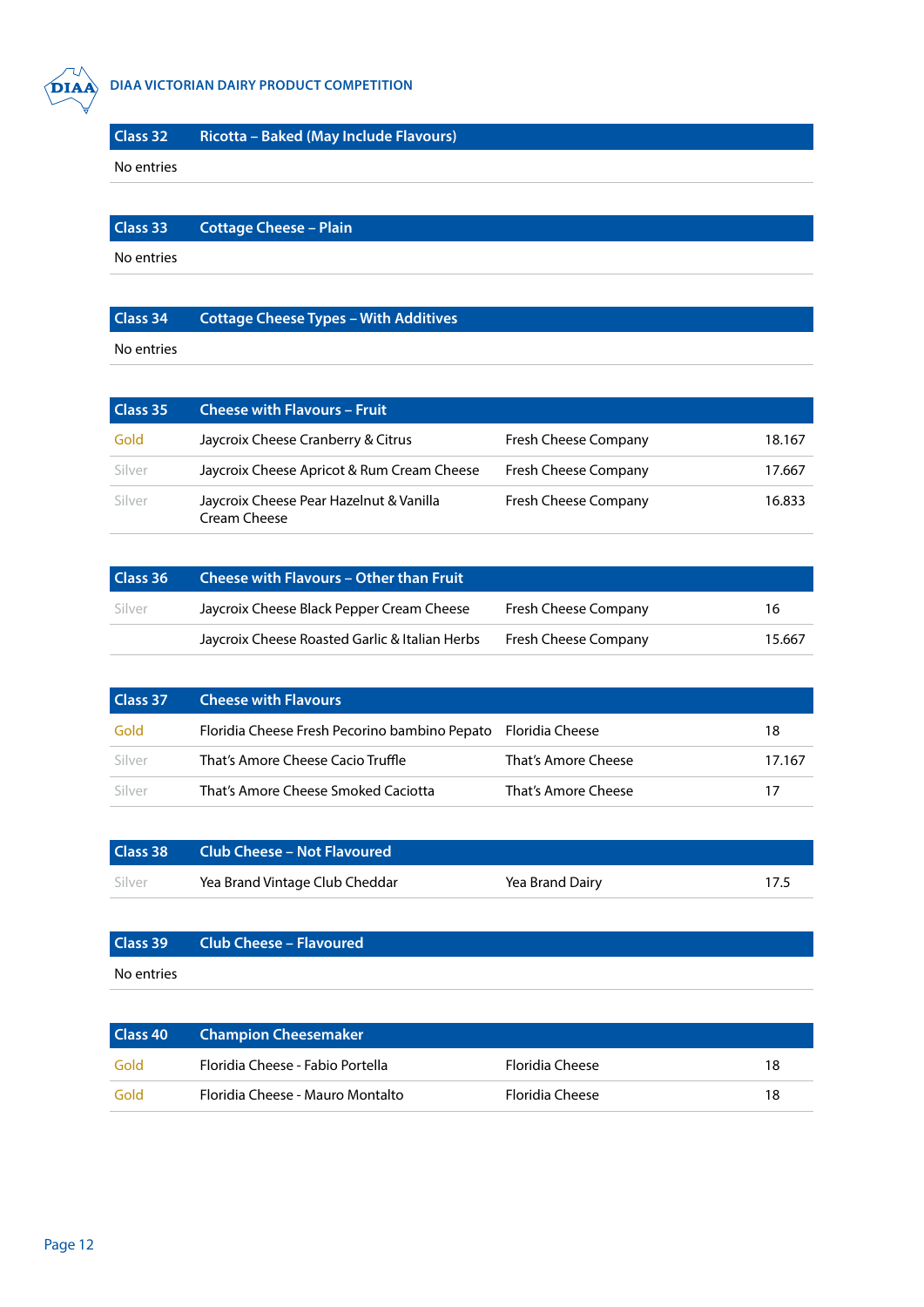| Class 32 | Ricotta – Baked (May Include Flavours) | | |
|---|---|---|---|
| No entries | | | |

| Class 33 | Cottage Cheese – Plain | | |
|---|---|---|---|
| No entries | | | |

| Class 34 | Cottage Cheese Types – With Additives | | |
|---|---|---|---|
| No entries | | | |

| Class 35 | Cheese with Flavours – Fruit | | |
|---|---|---|---|
| Gold | Jaycroix Cheese Cranberry & Citrus | Fresh Cheese Company | 18.167 |
| Silver | Jaycroix Cheese Apricot & Rum Cream Cheese | Fresh Cheese Company | 17.667 |
| Silver | Jaycroix Cheese Pear Hazelnut & Vanilla Cream Cheese | Fresh Cheese Company | 16.833 |

| Class 36 | Cheese with Flavours – Other than Fruit | | |
|---|---|---|---|
| Silver | Jaycroix Cheese Black Pepper Cream Cheese | Fresh Cheese Company | 16 |
| | Jaycroix Cheese Roasted Garlic & Italian Herbs | Fresh Cheese Company | 15.667 |

| Class 37 | Cheese with Flavours | | |
|---|---|---|---|
| Gold | Floridia Cheese Fresh Pecorino bambino Pepato | Floridia Cheese | 18 |
| Silver | That's Amore Cheese Cacio Truffle | That's Amore Cheese | 17.167 |
| Silver | That's Amore Cheese Smoked Caciotta | That's Amore Cheese | 17 |

| Class 38 | Club Cheese – Not Flavoured | | |
|---|---|---|---|
| Silver | Yea Brand Vintage Club Cheddar | Yea Brand Dairy | 17.5 |

| Class 39 | Club Cheese – Flavoured | | |
|---|---|---|---|
| No entries | | | |

| Class 40 | Champion Cheesemaker | | |
|---|---|---|---|
| Gold | Floridia Cheese - Fabio Portella | Floridia Cheese | 18 |
| Gold | Floridia Cheese - Mauro Montalto | Floridia Cheese | 18 |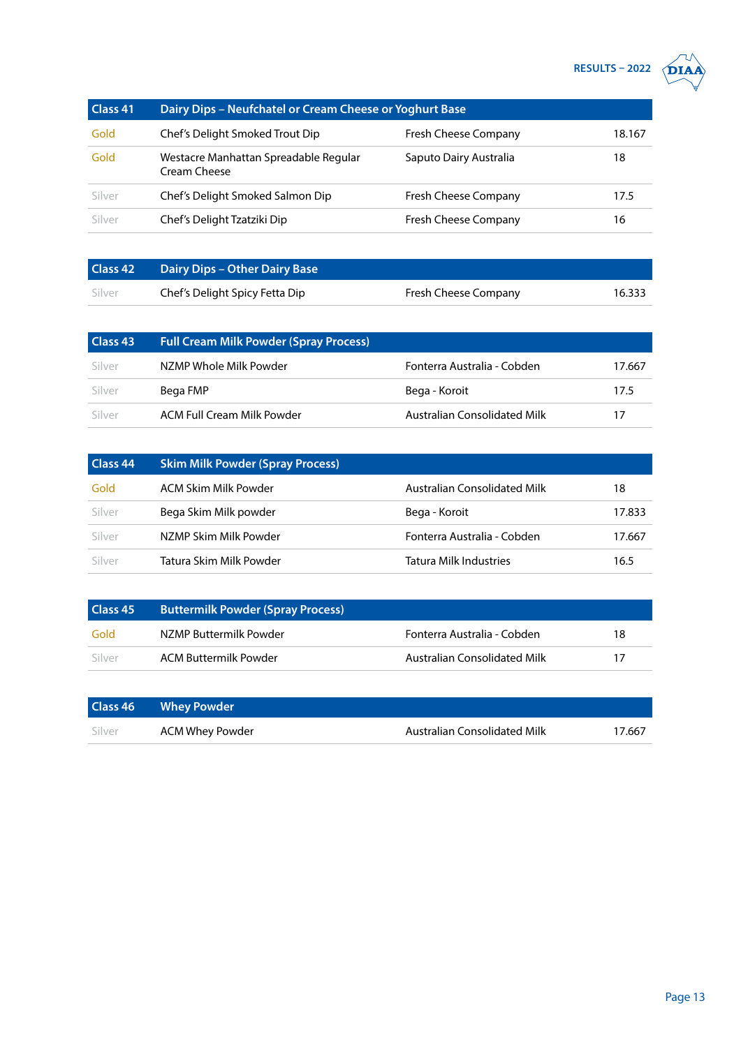| Class 41 | Dairy Dips – Neufchatel or Cream Cheese or Yoghurt Base | | |
|---|---|---|---|
| Gold | Chef's Delight Smoked Trout Dip | Fresh Cheese Company | 18.167 |
| Gold | Westacre Manhattan Spreadable Regular Cream Cheese | Saputo Dairy Australia | 18 |
| Silver | Chef's Delight Smoked Salmon Dip | Fresh Cheese Company | 17.5 |
| Silver | Chef's Delight Tzatziki Dip | Fresh Cheese Company | 16 |

| Class 42 | Dairy Dips – Other Dairy Base | | |
|---|---|---|---|
| Silver | Chef's Delight Spicy Fetta Dip | Fresh Cheese Company | 16.333 |

| Class 43 | Full Cream Milk Powder (Spray Process) | | |
|---|---|---|---|
| Silver | NZMP Whole Milk Powder | Fonterra Australia - Cobden | 17.667 |
| Silver | Bega FMP | Bega - Koroit | 17.5 |
| Silver | ACM Full Cream Milk Powder | Australian Consolidated Milk | 17 |

| Class 44 | Skim Milk Powder (Spray Process) | | |
|---|---|---|---|
| Gold | ACM Skim Milk Powder | Australian Consolidated Milk | 18 |
| Silver | Bega Skim Milk powder | Bega - Koroit | 17.833 |
| Silver | NZMP Skim Milk Powder | Fonterra Australia - Cobden | 17.667 |
| Silver | Tatura Skim Milk Powder | Tatura Milk Industries | 16.5 |

| Class 45 | Buttermilk Powder (Spray Process) | | |
|---|---|---|---|
| Gold | NZMP Buttermilk Powder | Fonterra Australia - Cobden | 18 |
| Silver | ACM Buttermilk Powder | Australian Consolidated Milk | 17 |

| Class 46 | Whey Powder | | |
|---|---|---|---|
| Silver | ACM Whey Powder | Australian Consolidated Milk | 17.667 |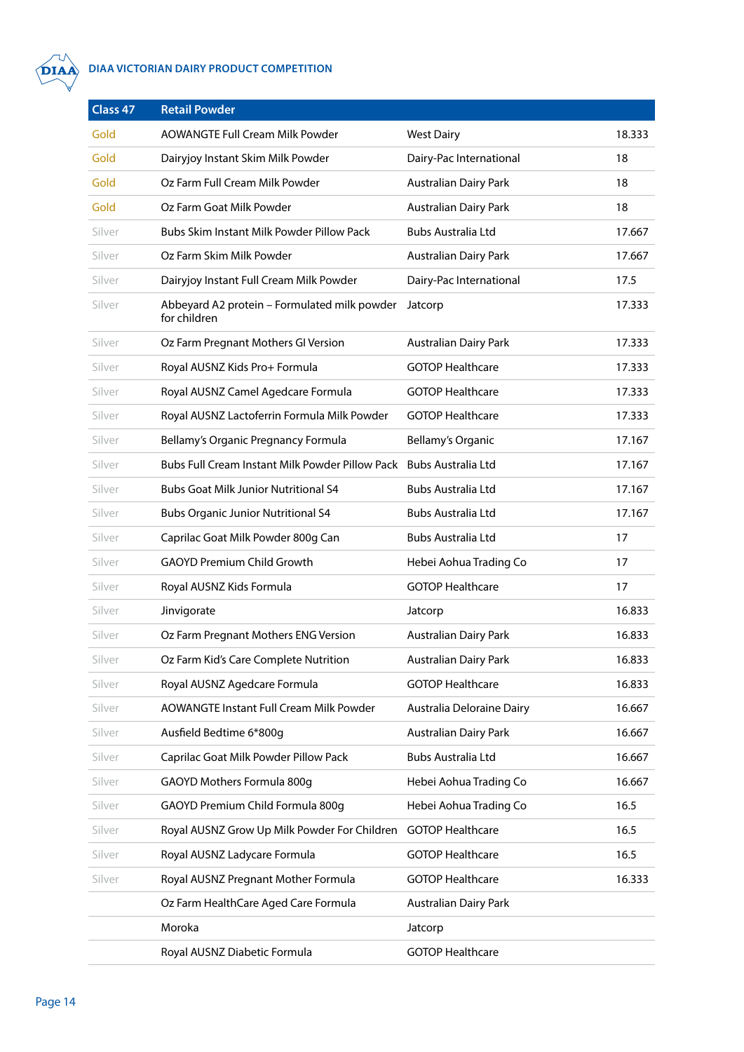| Class 47 | Retail Powder | | |
|---|---|---|---|
| Gold | AOWANGTE Full Cream Milk Powder | West Dairy | 18.333 |
| Gold | Dairyjoy Instant Skim Milk Powder | Dairy-Pac International | 18 |
| Gold | Oz Farm Full Cream Milk Powder | Australian Dairy Park | 18 |
| Gold | Oz Farm Goat Milk Powder | Australian Dairy Park | 18 |
| Silver | Bubs Skim Instant Milk Powder Pillow Pack | Bubs Australia Ltd | 17.667 |
| Silver | Oz Farm Skim Milk Powder | Australian Dairy Park | 17.667 |
| Silver | Dairyjoy Instant Full Cream Milk Powder | Dairy-Pac International | 17.5 |
| Silver | Abbeyard A2 protein – Formulated milk powder for children | Jatcorp | 17.333 |
| Silver | Oz Farm Pregnant Mothers GI Version | Australian Dairy Park | 17.333 |
| Silver | Royal AUSNZ Kids Pro+ Formula | GOTOP Healthcare | 17.333 |
| Silver | Royal AUSNZ Camel Agedcare Formula | GOTOP Healthcare | 17.333 |
| Silver | Royal AUSNZ Lactoferrin Formula Milk Powder | GOTOP Healthcare | 17.333 |
| Silver | Bellamy's Organic Pregnancy Formula | Bellamy's Organic | 17.167 |
| Silver | Bubs Full Cream Instant Milk Powder Pillow Pack | Bubs Australia Ltd | 17.167 |
| Silver | Bubs Goat Milk Junior Nutritional S4 | Bubs Australia Ltd | 17.167 |
| Silver | Bubs Organic Junior Nutritional S4 | Bubs Australia Ltd | 17.167 |
| Silver | Caprilac Goat Milk Powder 800g Can | Bubs Australia Ltd | 17 |
| Silver | GAOYD Premium Child Growth | Hebei Aohua Trading Co | 17 |
| Silver | Royal AUSNZ Kids Formula | GOTOP Healthcare | 17 |
| Silver | Jinvigorate | Jatcorp | 16.833 |
| Silver | Oz Farm Pregnant Mothers ENG Version | Australian Dairy Park | 16.833 |
| Silver | Oz Farm Kid's Care Complete Nutrition | Australian Dairy Park | 16.833 |
| Silver | Royal AUSNZ Agedcare Formula | GOTOP Healthcare | 16.833 |
| Silver | AOWANGTE Instant Full Cream Milk Powder | Australia Deloraine Dairy | 16.667 |
| Silver | Ausfield Bedtime 6*800g | Australian Dairy Park | 16.667 |
| Silver | Caprilac Goat Milk Powder Pillow Pack | Bubs Australia Ltd | 16.667 |
| Silver | GAOYD Mothers Formula 800g | Hebei Aohua Trading Co | 16.667 |
| Silver | GAOYD Premium Child Formula 800g | Hebei Aohua Trading Co | 16.5 |
| Silver | Royal AUSNZ Grow Up Milk Powder For Children | GOTOP Healthcare | 16.5 |
| Silver | Royal AUSNZ Ladycare Formula | GOTOP Healthcare | 16.5 |
| Silver | Royal AUSNZ Pregnant Mother Formula | GOTOP Healthcare | 16.333 |
| | Oz Farm HealthCare Aged Care Formula | Australian Dairy Park | |
| | Moroka | Jatcorp | |
| | Royal AUSNZ Diabetic Formula | GOTOP Healthcare | |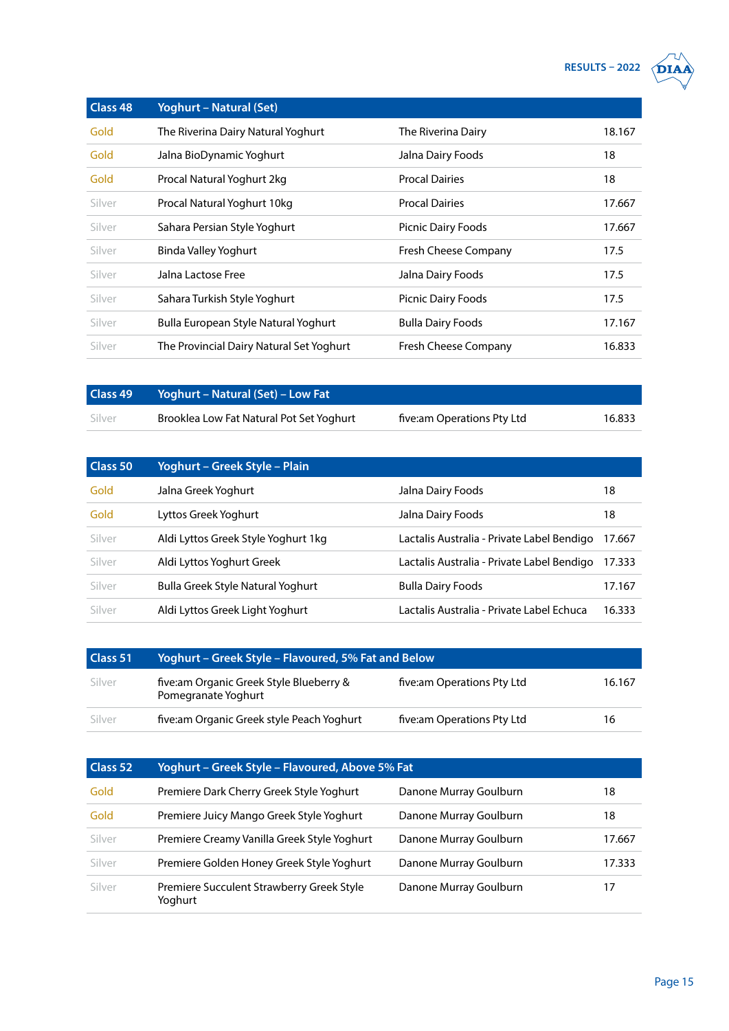| Class 48 | Yoghurt – Natural (Set) | | |
|---|---|---|---|
| Gold | The Riverina Dairy Natural Yoghurt | The Riverina Dairy | 18.167 |
| Gold | Jalna BioDynamic Yoghurt | Jalna Dairy Foods | 18 |
| Gold | Procal Natural Yoghurt 2kg | Procal Dairies | 18 |
| Silver | Procal Natural Yoghurt 10kg | Procal Dairies | 17.667 |
| Silver | Sahara Persian Style Yoghurt | Picnic Dairy Foods | 17.667 |
| Silver | Binda Valley Yoghurt | Fresh Cheese Company | 17.5 |
| Silver | Jalna Lactose Free | Jalna Dairy Foods | 17.5 |
| Silver | Sahara Turkish Style Yoghurt | Picnic Dairy Foods | 17.5 |
| Silver | Bulla European Style Natural Yoghurt | Bulla Dairy Foods | 17.167 |
| Silver | The Provincial Dairy Natural Set Yoghurt | Fresh Cheese Company | 16.833 |

| Class 49 | Yoghurt – Natural (Set) – Low Fat | | |
|---|---|---|---|
| Silver | Brooklea Low Fat Natural Pot Set Yoghurt | five:am Operations Pty Ltd | 16.833 |

| Class 50 | Yoghurt – Greek Style – Plain | | |
|---|---|---|---|
| Gold | Jalna Greek Yoghurt | Jalna Dairy Foods | 18 |
| Gold | Lyttos Greek Yoghurt | Jalna Dairy Foods | 18 |
| Silver | Aldi Lyttos Greek Style Yoghurt 1kg | Lactalis Australia - Private Label Bendigo | 17.667 |
| Silver | Aldi Lyttos Yoghurt Greek | Lactalis Australia - Private Label Bendigo | 17.333 |
| Silver | Bulla Greek Style Natural Yoghurt | Bulla Dairy Foods | 17.167 |
| Silver | Aldi Lyttos Greek Light Yoghurt | Lactalis Australia - Private Label Echuca | 16.333 |

| Class 51 | Yoghurt – Greek Style – Flavoured, 5% Fat and Below | | |
|---|---|---|---|
| Silver | five:am Organic Greek Style Blueberry & Pomegranate Yoghurt | five:am Operations Pty Ltd | 16.167 |
| Silver | five:am Organic Greek style Peach Yoghurt | five:am Operations Pty Ltd | 16 |

| Class 52 | Yoghurt – Greek Style – Flavoured, Above 5% Fat | | |
|---|---|---|---|
| Gold | Premiere Dark Cherry Greek Style Yoghurt | Danone Murray Goulburn | 18 |
| Gold | Premiere Juicy Mango Greek Style Yoghurt | Danone Murray Goulburn | 18 |
| Silver | Premiere Creamy Vanilla Greek Style Yoghurt | Danone Murray Goulburn | 17.667 |
| Silver | Premiere Golden Honey Greek Style Yoghurt | Danone Murray Goulburn | 17.333 |
| Silver | Premiere Succulent Strawberry Greek Style Yoghurt | Danone Murray Goulburn | 17 |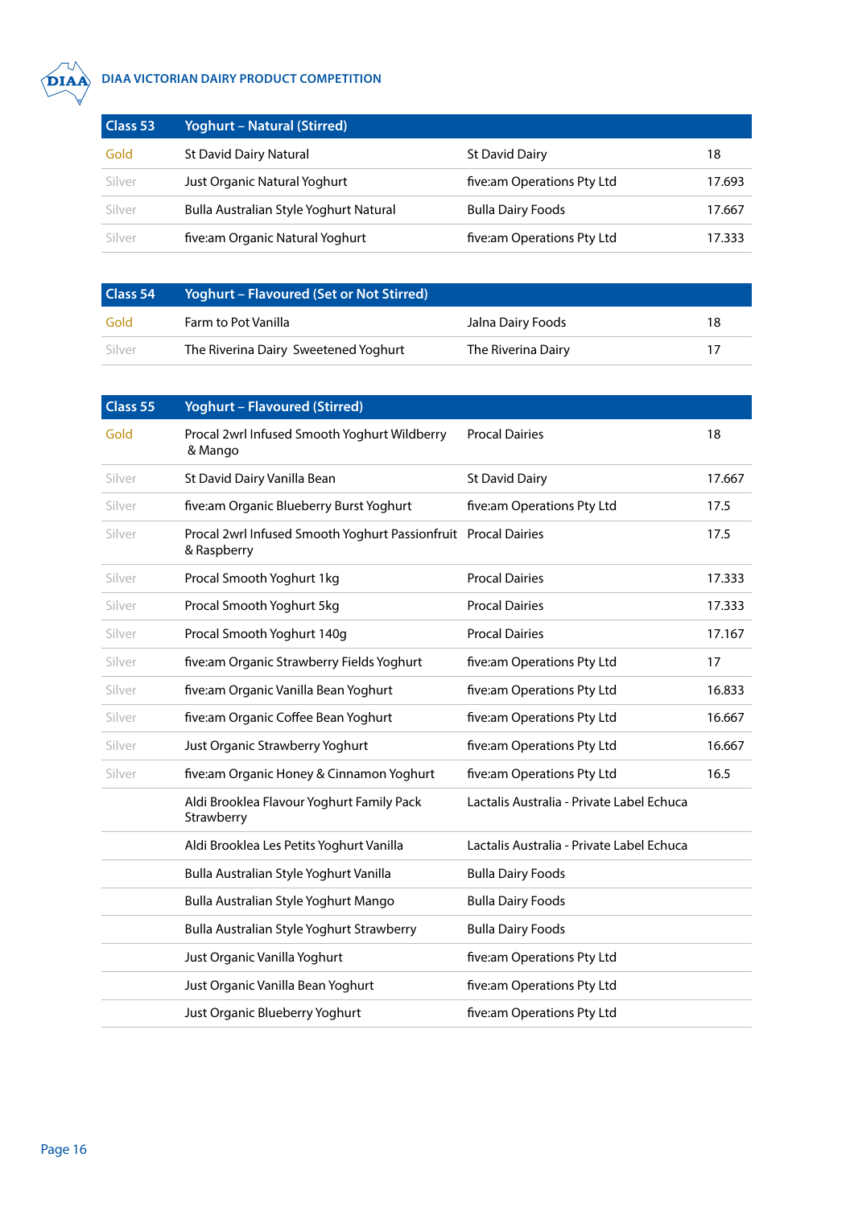| Class 53 | Yoghurt – Natural (Stirred) | | |
|---|---|---|---|
| Gold | St David Dairy Natural | St David Dairy | 18 |
| Silver | Just Organic Natural Yoghurt | five:am Operations Pty Ltd | 17.693 |
| Silver | Bulla Australian Style Yoghurt Natural | Bulla Dairy Foods | 17.667 |
| Silver | five:am Organic Natural Yoghurt | five:am Operations Pty Ltd | 17.333 |

| Class 54 | Yoghurt – Flavoured (Set or Not Stirred) | | |
|---|---|---|---|
| Gold | Farm to Pot Vanilla | Jalna Dairy Foods | 18 |
| Silver | The Riverina Dairy Sweetened Yoghurt | The Riverina Dairy | 17 |

| Class 55 | Yoghurt – Flavoured (Stirred) | | |
|---|---|---|---|
| Gold | Procal 2wrl Infused Smooth Yoghurt Wildberry & Mango | Procal Dairies | 18 |
| Silver | St David Dairy Vanilla Bean | St David Dairy | 17.667 |
| Silver | five:am Organic Blueberry Burst Yoghurt | five:am Operations Pty Ltd | 17.5 |
| Silver | Procal 2wrl Infused Smooth Yoghurt Passionfruit & Raspberry | Procal Dairies | 17.5 |
| Silver | Procal Smooth Yoghurt 1kg | Procal Dairies | 17.333 |
| Silver | Procal Smooth Yoghurt 5kg | Procal Dairies | 17.333 |
| Silver | Procal Smooth Yoghurt 140g | Procal Dairies | 17.167 |
| Silver | five:am Organic Strawberry Fields Yoghurt | five:am Operations Pty Ltd | 17 |
| Silver | five:am Organic Vanilla Bean Yoghurt | five:am Operations Pty Ltd | 16.833 |
| Silver | five:am Organic Coffee Bean Yoghurt | five:am Operations Pty Ltd | 16.667 |
| Silver | Just Organic Strawberry Yoghurt | five:am Operations Pty Ltd | 16.667 |
| Silver | five:am Organic Honey & Cinnamon Yoghurt | five:am Operations Pty Ltd | 16.5 |
| | Aldi Brooklea Flavour Yoghurt Family Pack Strawberry | Lactalis Australia - Private Label Echuca | |
| | Aldi Brooklea Les Petits Yoghurt Vanilla | Lactalis Australia - Private Label Echuca | |
| | Bulla Australian Style Yoghurt Vanilla | Bulla Dairy Foods | |
| | Bulla Australian Style Yoghurt Mango | Bulla Dairy Foods | |
| | Bulla Australian Style Yoghurt Strawberry | Bulla Dairy Foods | |
| | Just Organic Vanilla Yoghurt | five:am Operations Pty Ltd | |
| | Just Organic Vanilla Bean Yoghurt | five:am Operations Pty Ltd | |
| | Just Organic Blueberry Yoghurt | five:am Operations Pty Ltd | |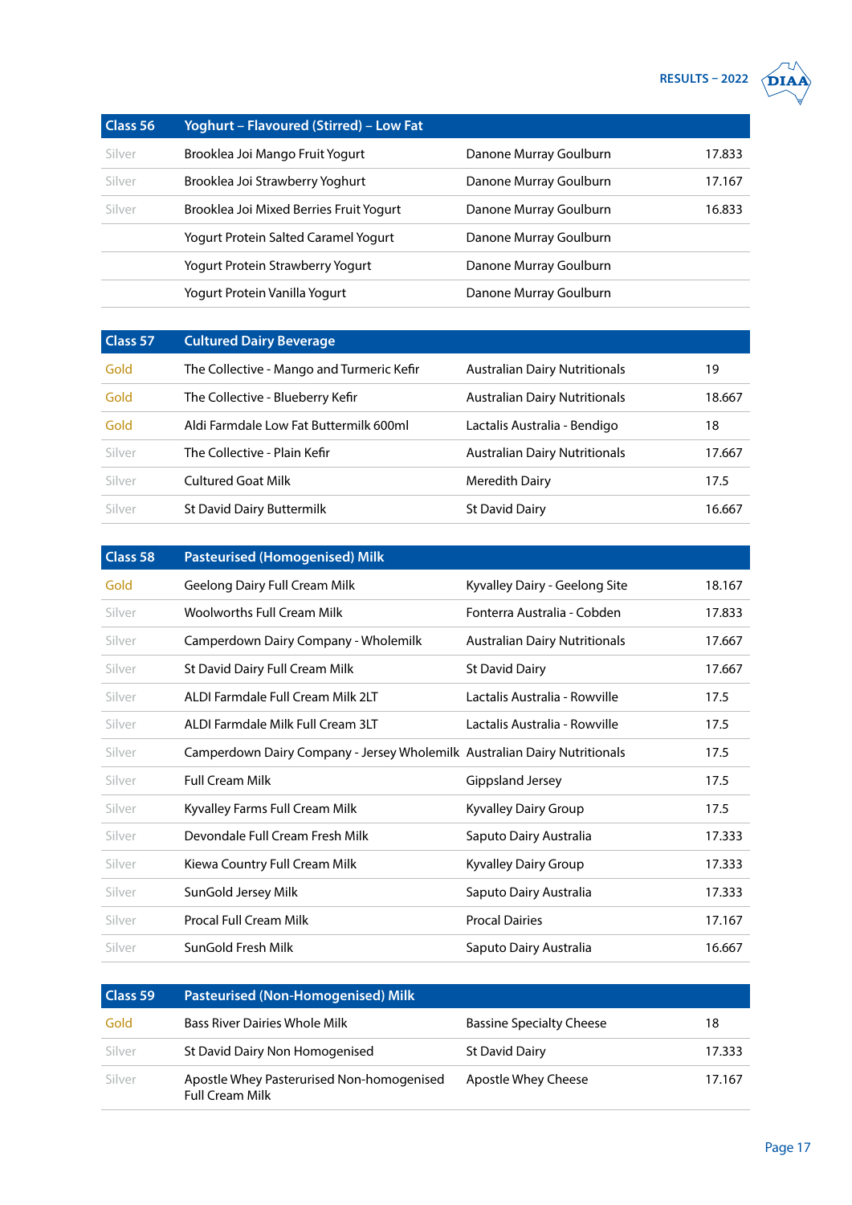| Class 56 | Yoghurt – Flavoured (Stirred) – Low Fat | | |
|---|---|---|---|
| Silver | Brooklea Joi Mango Fruit Yogurt | Danone Murray Goulburn | 17.833 |
| Silver | Brooklea Joi Strawberry Yoghurt | Danone Murray Goulburn | 17.167 |
| Silver | Brooklea Joi Mixed Berries Fruit Yogurt | Danone Murray Goulburn | 16.833 |
| | Yogurt Protein Salted Caramel Yogurt | Danone Murray Goulburn | |
| | Yogurt Protein Strawberry Yogurt | Danone Murray Goulburn | |
| | Yogurt Protein Vanilla Yogurt | Danone Murray Goulburn | |

| Class 57 | Cultured Dairy Beverage | | |
|---|---|---|---|
| Gold | The Collective - Mango and Turmeric Kefir | Australian Dairy Nutritionals | 19 |
| Gold | The Collective - Blueberry Kefir | Australian Dairy Nutritionals | 18.667 |
| Gold | Aldi Farmdale Low Fat Buttermilk 600ml | Lactalis Australia - Bendigo | 18 |
| Silver | The Collective - Plain Kefir | Australian Dairy Nutritionals | 17.667 |
| Silver | Cultured Goat Milk | Meredith Dairy | 17.5 |
| Silver | St David Dairy Buttermilk | St David Dairy | 16.667 |

| Class 58 | Pasteurised (Homogenised) Milk | | |
|---|---|---|---|
| Gold | Geelong Dairy Full Cream Milk | Kyvalley Dairy - Geelong Site | 18.167 |
| Silver | Woolworths Full Cream Milk | Fonterra Australia - Cobden | 17.833 |
| Silver | Camperdown Dairy Company - Wholemilk | Australian Dairy Nutritionals | 17.667 |
| Silver | St David Dairy Full Cream Milk | St David Dairy | 17.667 |
| Silver | ALDI Farmdale Full Cream Milk 2LT | Lactalis Australia - Rowville | 17.5 |
| Silver | ALDI Farmdale Milk Full Cream 3LT | Lactalis Australia - Rowville | 17.5 |
| Silver | Camperdown Dairy Company - Jersey Wholemilk | Australian Dairy Nutritionals | 17.5 |
| Silver | Full Cream Milk | Gippsland Jersey | 17.5 |
| Silver | Kyvalley Farms Full Cream Milk | Kyvalley Dairy Group | 17.5 |
| Silver | Devondale Full Cream Fresh Milk | Saputo Dairy Australia | 17.333 |
| Silver | Kiewa Country Full Cream Milk | Kyvalley Dairy Group | 17.333 |
| Silver | SunGold Jersey Milk | Saputo Dairy Australia | 17.333 |
| Silver | Procal Full Cream Milk | Procal Dairies | 17.167 |
| Silver | SunGold Fresh Milk | Saputo Dairy Australia | 16.667 |

| Class 59 | Pasteurised (Non-Homogenised) Milk | | |
|---|---|---|---|
| Gold | Bass River Dairies Whole Milk | Bassine Specialty Cheese | 18 |
| Silver | St David Dairy Non Homogenised | St David Dairy | 17.333 |
| Silver | Apostle Whey Pasterurised Non-homogenised Full Cream Milk | Apostle Whey Cheese | 17.167 |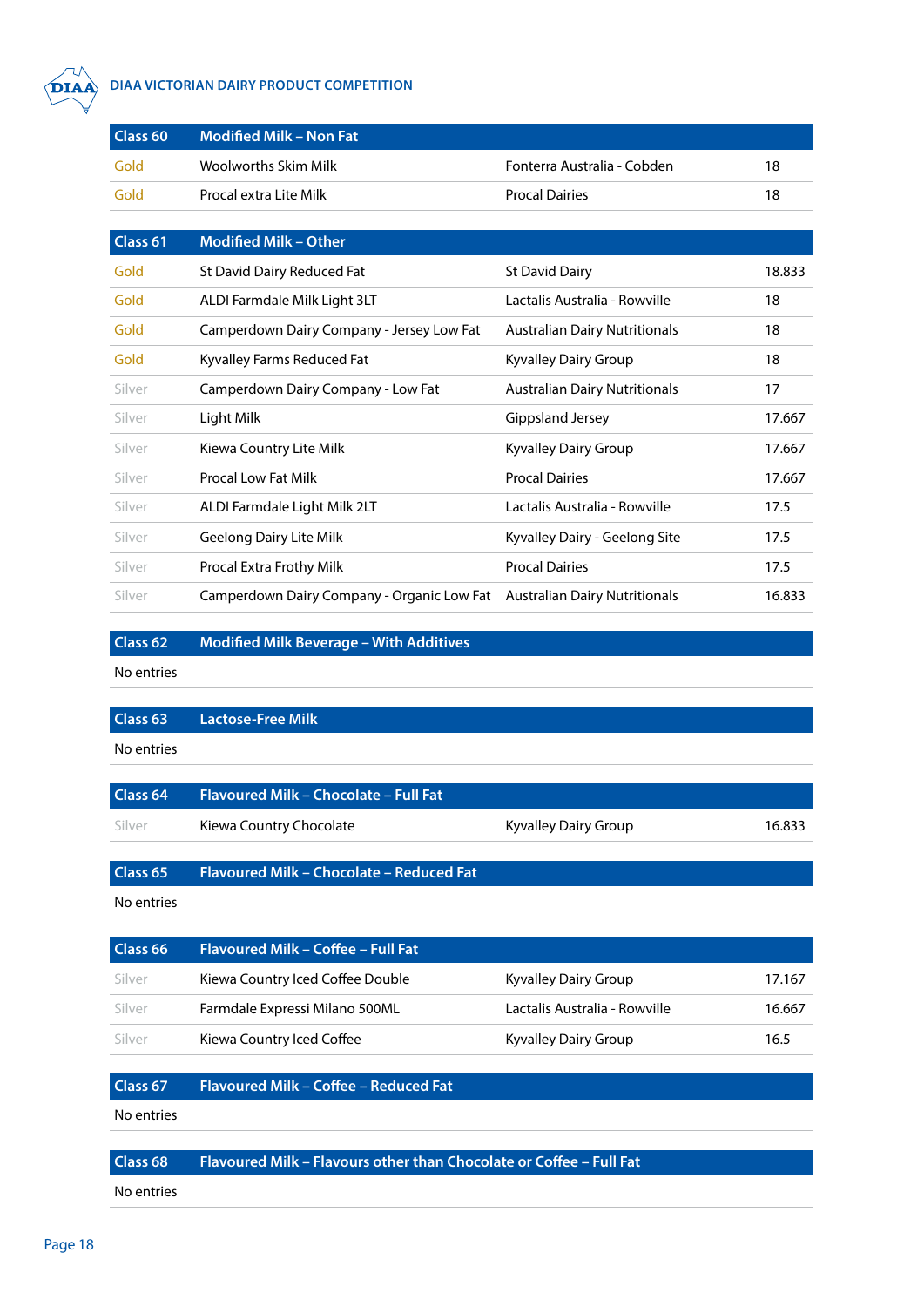| Class 60 | Modified Milk – Non Fat | | |
|---|---|---|---|
| Gold | Woolworths Skim Milk | Fonterra Australia - Cobden | 18 |
| Gold | Procal extra Lite Milk | Procal Dairies | 18 |

| Class 61 | Modified Milk – Other | | |
|---|---|---|---|
| Gold | St David Dairy Reduced Fat | St David Dairy | 18.833 |
| Gold | ALDI Farmdale Milk Light 3LT | Lactalis Australia - Rowville | 18 |
| Gold | Camperdown Dairy Company - Jersey Low Fat | Australian Dairy Nutritionals | 18 |
| Gold | Kyvalley Farms Reduced Fat | Kyvalley Dairy Group | 18 |
| Silver | Camperdown Dairy Company - Low Fat | Australian Dairy Nutritionals | 17 |
| Silver | Light Milk | Gippsland Jersey | 17.667 |
| Silver | Kiewa Country Lite Milk | Kyvalley Dairy Group | 17.667 |
| Silver | Procal Low Fat Milk | Procal Dairies | 17.667 |
| Silver | ALDI Farmdale Light Milk 2LT | Lactalis Australia - Rowville | 17.5 |
| Silver | Geelong Dairy Lite Milk | Kyvalley Dairy - Geelong Site | 17.5 |
| Silver | Procal Extra Frothy Milk | Procal Dairies | 17.5 |
| Silver | Camperdown Dairy Company - Organic Low Fat | Australian Dairy Nutritionals | 16.833 |

| Class 62 | Modified Milk Beverage – With Additives |
|---|---|
| No entries | |

| Class 63 | Lactose-Free Milk |
|---|---|
| No entries | |

| Class 64 | Flavoured Milk – Chocolate – Full Fat | | |
|---|---|---|---|
| Silver | Kiewa Country Chocolate | Kyvalley Dairy Group | 16.833 |

| Class 65 | Flavoured Milk – Chocolate – Reduced Fat |
|---|---|
| No entries | |

| Class 66 | Flavoured Milk – Coffee – Full Fat | | |
|---|---|---|---|
| Silver | Kiewa Country Iced Coffee Double | Kyvalley Dairy Group | 17.167 |
| Silver | Farmdale Expressi Milano 500ML | Lactalis Australia - Rowville | 16.667 |
| Silver | Kiewa Country Iced Coffee | Kyvalley Dairy Group | 16.5 |

| Class 67 | Flavoured Milk – Coffee – Reduced Fat |
|---|---|
| No entries | |

| Class 68 | Flavoured Milk – Flavours other than Chocolate or Coffee – Full Fat |
|---|---|
| No entries | |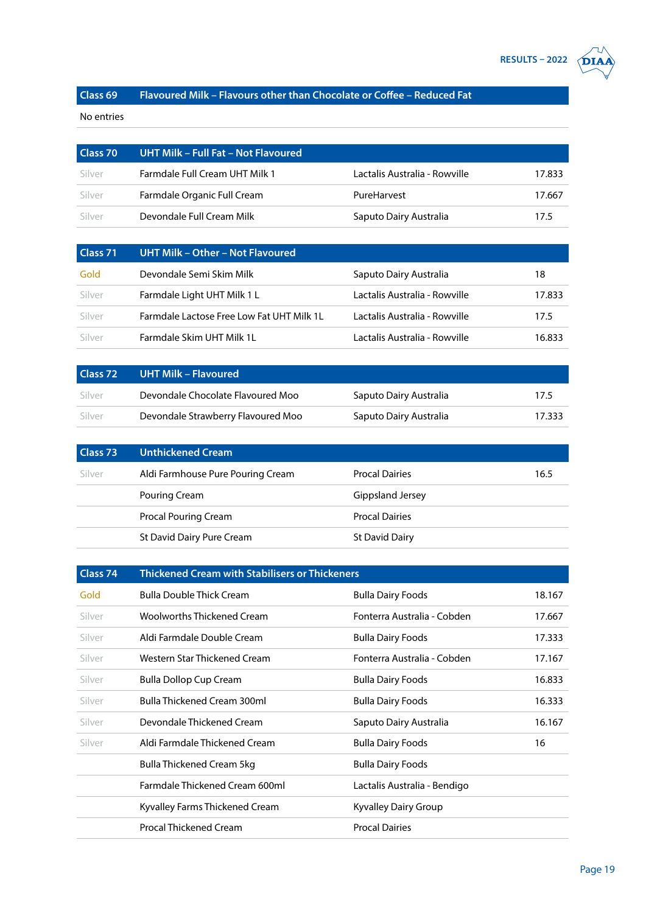| Class 69 | Flavoured Milk – Flavours other than Chocolate or Coffee – Reduced Fat | | |
|---|---|---|---|
| No entries | | | |

| Class 70 | UHT Milk – Full Fat – Not Flavoured | | |
|---|---|---|---|
| Silver | Farmdale Full Cream UHT Milk 1 | Lactalis Australia - Rowville | 17.833 |
| Silver | Farmdale Organic Full Cream | PureHarvest | 17.667 |
| Silver | Devondale Full Cream Milk | Saputo Dairy Australia | 17.5 |

| Class 71 | UHT Milk – Other – Not Flavoured | | |
|---|---|---|---|
| Gold | Devondale Semi Skim Milk | Saputo Dairy Australia | 18 |
| Silver | Farmdale Light UHT Milk 1 L | Lactalis Australia - Rowville | 17.833 |
| Silver | Farmdale Lactose Free Low Fat UHT Milk 1L | Lactalis Australia - Rowville | 17.5 |
| Silver | Farmdale Skim UHT Milk 1L | Lactalis Australia - Rowville | 16.833 |

| Class 72 | UHT Milk – Flavoured | | |
|---|---|---|---|
| Silver | Devondale Chocolate Flavoured Moo | Saputo Dairy Australia | 17.5 |
| Silver | Devondale Strawberry Flavoured Moo | Saputo Dairy Australia | 17.333 |

| Class 73 | Unthickened Cream | | |
|---|---|---|---|
| Silver | Aldi Farmhouse Pure Pouring Cream | Procal Dairies | 16.5 |
| | Pouring Cream | Gippsland Jersey | |
| | Procal Pouring Cream | Procal Dairies | |
| | St David Dairy Pure Cream | St David Dairy | |

| Class 74 | Thickened Cream with Stabilisers or Thickeners | | |
|---|---|---|---|
| Gold | Bulla Double Thick Cream | Bulla Dairy Foods | 18.167 |
| Silver | Woolworths Thickened Cream | Fonterra Australia - Cobden | 17.667 |
| Silver | Aldi Farmdale Double Cream | Bulla Dairy Foods | 17.333 |
| Silver | Western Star Thickened Cream | Fonterra Australia - Cobden | 17.167 |
| Silver | Bulla Dollop Cup Cream | Bulla Dairy Foods | 16.833 |
| Silver | Bulla Thickened Cream 300ml | Bulla Dairy Foods | 16.333 |
| Silver | Devondale Thickened Cream | Saputo Dairy Australia | 16.167 |
| Silver | Aldi Farmdale Thickened Cream | Bulla Dairy Foods | 16 |
| | Bulla Thickened Cream 5kg | Bulla Dairy Foods | |
| | Farmdale Thickened Cream 600ml | Lactalis Australia - Bendigo | |
| | Kyvalley Farms Thickened Cream | Kyvalley Dairy Group | |
| | Procal Thickened Cream | Procal Dairies | |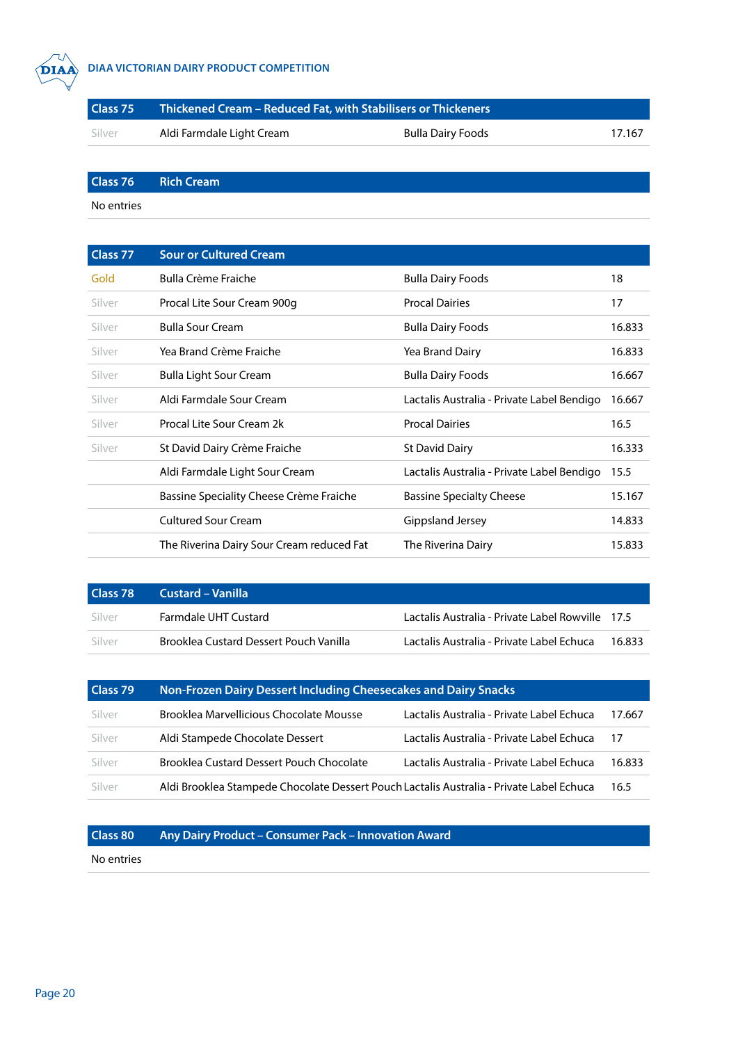| Class 75 | Thickened Cream – Reduced Fat, with Stabilisers or Thickeners | | |
|---|---|---|---|
| Silver | Aldi Farmdale Light Cream | Bulla Dairy Foods | 17.167 |

| Class 76 | Rich Cream | | |
|---|---|---|---|
| No entries | | | |

| Class 77 | Sour or Cultured Cream | | |
|---|---|---|---|
| Gold | Bulla Crème Fraiche | Bulla Dairy Foods | 18 |
| Silver | Procal Lite Sour Cream 900g | Procal Dairies | 17 |
| Silver | Bulla Sour Cream | Bulla Dairy Foods | 16.833 |
| Silver | Yea Brand Crème Fraiche | Yea Brand Dairy | 16.833 |
| Silver | Bulla Light Sour Cream | Bulla Dairy Foods | 16.667 |
| Silver | Aldi Farmdale Sour Cream | Lactalis Australia - Private Label Bendigo | 16.667 |
| Silver | Procal Lite Sour Cream 2k | Procal Dairies | 16.5 |
| Silver | St David Dairy Crème Fraiche | St David Dairy | 16.333 |
| | Aldi Farmdale Light Sour Cream | Lactalis Australia - Private Label Bendigo | 15.5 |
| | Bassine Speciality Cheese Crème Fraiche | Bassine Specialty Cheese | 15.167 |
| | Cultured Sour Cream | Gippsland Jersey | 14.833 |
| | The Riverina Dairy Sour Cream reduced Fat | The Riverina Dairy | 15.833 |

| Class 78 | Custard – Vanilla | | |
|---|---|---|---|
| Silver | Farmdale UHT Custard | Lactalis Australia - Private Label Rowville | 17.5 |
| Silver | Brooklea Custard Dessert Pouch Vanilla | Lactalis Australia - Private Label Echuca | 16.833 |

| Class 79 | Non-Frozen Dairy Dessert Including Cheesecakes and Dairy Snacks | | |
|---|---|---|---|
| Silver | Brooklea Marvellicious Chocolate Mousse | Lactalis Australia - Private Label Echuca | 17.667 |
| Silver | Aldi Stampede Chocolate Dessert | Lactalis Australia - Private Label Echuca | 17 |
| Silver | Brooklea Custard Dessert Pouch Chocolate | Lactalis Australia - Private Label Echuca | 16.833 |
| Silver | Aldi Brooklea Stampede Chocolate Dessert Pouch | Lactalis Australia - Private Label Echuca | 16.5 |

| Class 80 | Any Dairy Product – Consumer Pack – Innovation Award | | |
|---|---|---|---|
| No entries | | | |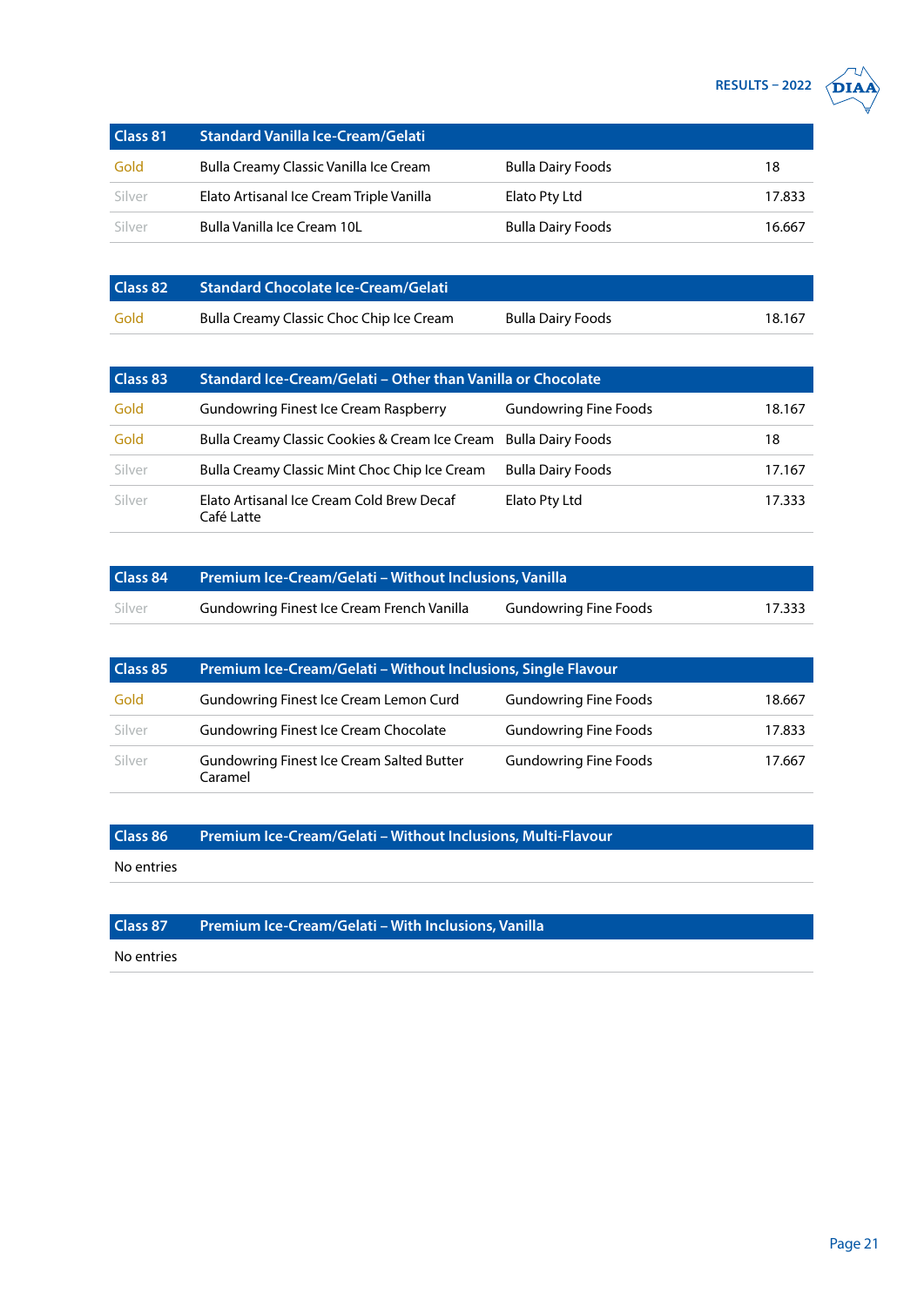| Class 81 | Standard Vanilla Ice-Cream/Gelati | | |
|---|---|---|---|
| Gold | Bulla Creamy Classic Vanilla Ice Cream | Bulla Dairy Foods | 18 |
| Silver | Elato Artisanal Ice Cream Triple Vanilla | Elato Pty Ltd | 17.833 |
| Silver | Bulla Vanilla Ice Cream 10L | Bulla Dairy Foods | 16.667 |

| Class 82 | Standard Chocolate Ice-Cream/Gelati | | |
|---|---|---|---|
| Gold | Bulla Creamy Classic Choc Chip Ice Cream | Bulla Dairy Foods | 18.167 |

| Class 83 | Standard Ice-Cream/Gelati – Other than Vanilla or Chocolate | | |
|---|---|---|---|
| Gold | Gundowring Finest Ice Cream Raspberry | Gundowring Fine Foods | 18.167 |
| Gold | Bulla Creamy Classic Cookies & Cream Ice Cream | Bulla Dairy Foods | 18 |
| Silver | Bulla Creamy Classic Mint Choc Chip Ice Cream | Bulla Dairy Foods | 17.167 |
| Silver | Elato Artisanal Ice Cream Cold Brew Decaf Café Latte | Elato Pty Ltd | 17.333 |

| Class 84 | Premium Ice-Cream/Gelati – Without Inclusions, Vanilla | | |
|---|---|---|---|
| Silver | Gundowring Finest Ice Cream French Vanilla | Gundowring Fine Foods | 17.333 |

| Class 85 | Premium Ice-Cream/Gelati – Without Inclusions, Single Flavour | | |
|---|---|---|---|
| Gold | Gundowring Finest Ice Cream Lemon Curd | Gundowring Fine Foods | 18.667 |
| Silver | Gundowring Finest Ice Cream Chocolate | Gundowring Fine Foods | 17.833 |
| Silver | Gundowring Finest Ice Cream Salted Butter Caramel | Gundowring Fine Foods | 17.667 |

| Class 86 | Premium Ice-Cream/Gelati – Without Inclusions, Multi-Flavour |
|---|---|
| No entries | |

| Class 87 | Premium Ice-Cream/Gelati – With Inclusions, Vanilla |
|---|---|
| No entries | |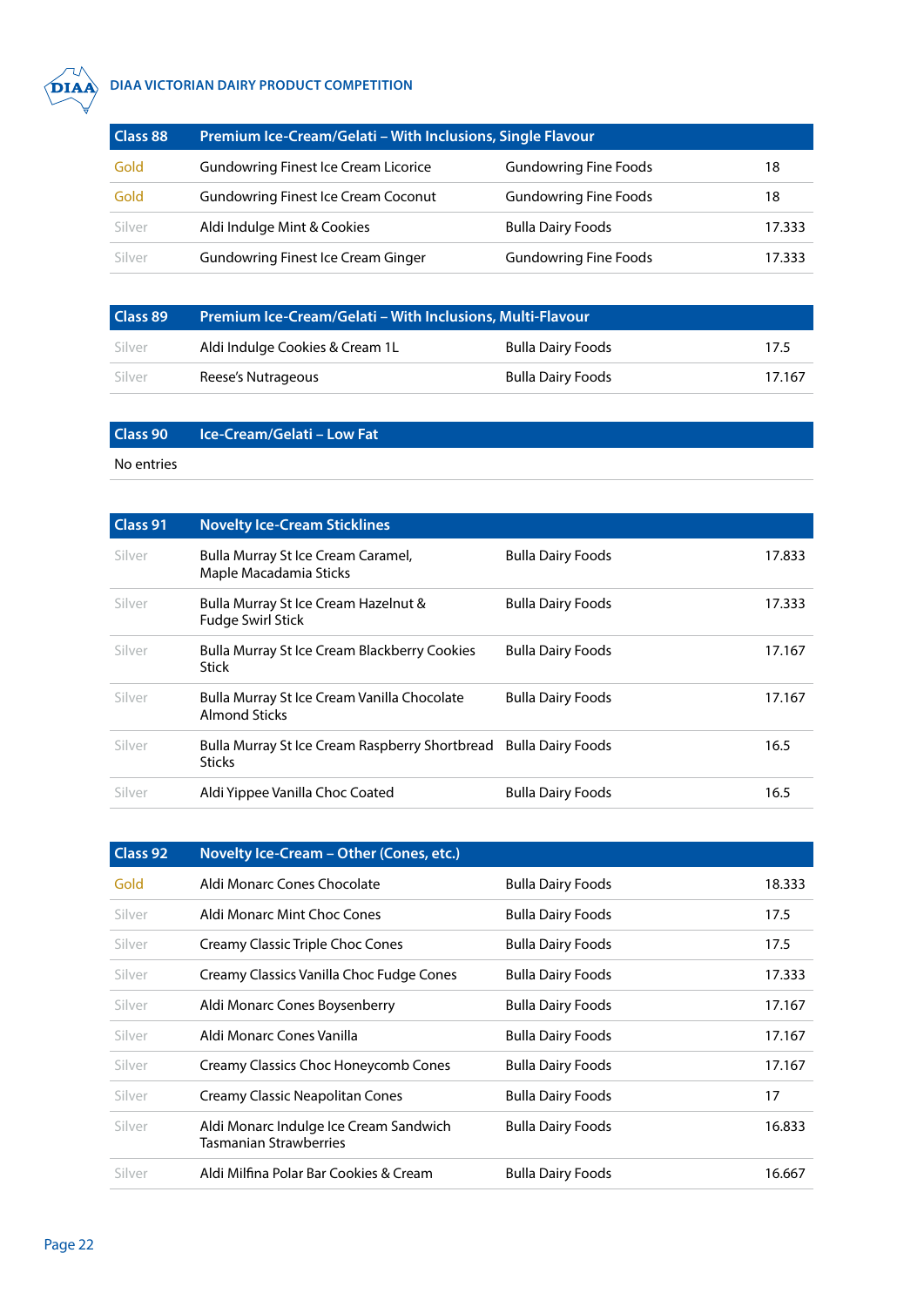| Class 88 | Premium Ice-Cream/Gelati – With Inclusions, Single Flavour | | |
|---|---|---|---|
| Gold | Gundowring Finest Ice Cream Licorice | Gundowring Fine Foods | 18 |
| Gold | Gundowring Finest Ice Cream Coconut | Gundowring Fine Foods | 18 |
| Silver | Aldi Indulge Mint & Cookies | Bulla Dairy Foods | 17.333 |
| Silver | Gundowring Finest Ice Cream Ginger | Gundowring Fine Foods | 17.333 |

| Class 89 | Premium Ice-Cream/Gelati – With Inclusions, Multi-Flavour | | |
|---|---|---|---|
| Silver | Aldi Indulge Cookies & Cream 1L | Bulla Dairy Foods | 17.5 |
| Silver | Reese's Nutrageous | Bulla Dairy Foods | 17.167 |

| Class 90 | Ice-Cream/Gelati – Low Fat |
|---|---|
| No entries | |

| Class 91 | Novelty Ice-Cream Sticklines | | |
|---|---|---|---|
| Silver | Bulla Murray St Ice Cream Caramel, Maple Macadamia Sticks | Bulla Dairy Foods | 17.833 |
| Silver | Bulla Murray St Ice Cream Hazelnut & Fudge Swirl Stick | Bulla Dairy Foods | 17.333 |
| Silver | Bulla Murray St Ice Cream Blackberry Cookies Stick | Bulla Dairy Foods | 17.167 |
| Silver | Bulla Murray St Ice Cream Vanilla Chocolate Almond Sticks | Bulla Dairy Foods | 17.167 |
| Silver | Bulla Murray St Ice Cream Raspberry Shortbread Sticks | Bulla Dairy Foods | 16.5 |
| Silver | Aldi Yippee Vanilla Choc Coated | Bulla Dairy Foods | 16.5 |

| Class 92 | Novelty Ice-Cream – Other (Cones, etc.) | | |
|---|---|---|---|
| Gold | Aldi Monarc Cones Chocolate | Bulla Dairy Foods | 18.333 |
| Silver | Aldi Monarc Mint Choc Cones | Bulla Dairy Foods | 17.5 |
| Silver | Creamy Classic Triple Choc Cones | Bulla Dairy Foods | 17.5 |
| Silver | Creamy Classics Vanilla Choc Fudge Cones | Bulla Dairy Foods | 17.333 |
| Silver | Aldi Monarc Cones Boysenberry | Bulla Dairy Foods | 17.167 |
| Silver | Aldi Monarc Cones Vanilla | Bulla Dairy Foods | 17.167 |
| Silver | Creamy Classics Choc Honeycomb Cones | Bulla Dairy Foods | 17.167 |
| Silver | Creamy Classic Neapolitan Cones | Bulla Dairy Foods | 17 |
| Silver | Aldi Monarc Indulge Ice Cream Sandwich Tasmanian Strawberries | Bulla Dairy Foods | 16.833 |
| Silver | Aldi Milfina Polar Bar Cookies & Cream | Bulla Dairy Foods | 16.667 |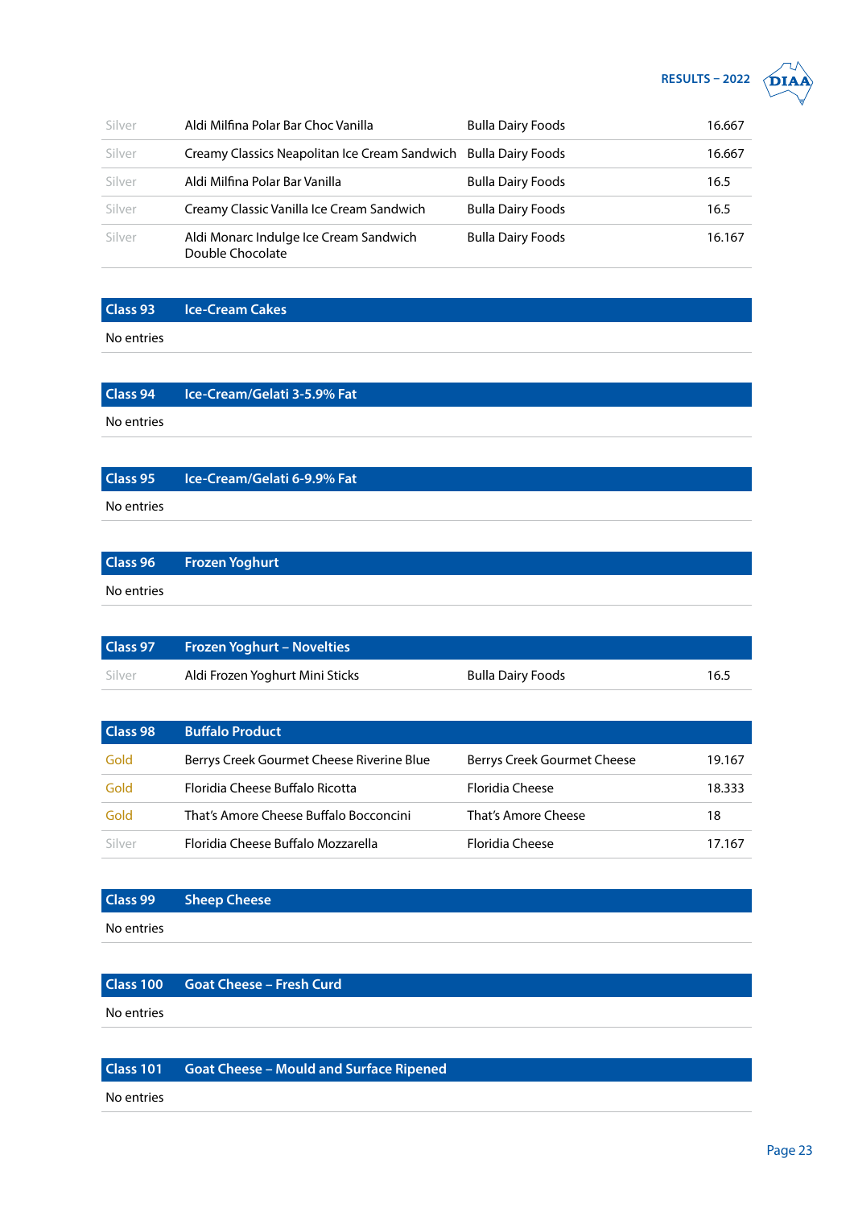| | | | |
|---|---|---|---|
| Silver | Aldi Milfina Polar Bar Choc Vanilla | Bulla Dairy Foods | 16.667 |
| Silver | Creamy Classics Neapolitan Ice Cream Sandwich | Bulla Dairy Foods | 16.667 |
| Silver | Aldi Milfina Polar Bar Vanilla | Bulla Dairy Foods | 16.5 |
| Silver | Creamy Classic Vanilla Ice Cream Sandwich | Bulla Dairy Foods | 16.5 |
| Silver | Aldi Monarc Indulge Ice Cream Sandwich Double Chocolate | Bulla Dairy Foods | 16.167 |

| Class 93 | Ice-Cream Cakes |
|---|---|
| No entries | |

| Class 94 | Ice-Cream/Gelati 3-5.9% Fat |
|---|---|
| No entries | |

| Class 95 | Ice-Cream/Gelati 6-9.9% Fat |
|---|---|
| No entries | |

| Class 96 | Frozen Yoghurt |
|---|---|
| No entries | |

| Class 97 | Frozen Yoghurt – Novelties | | |
|---|---|---|---|
| Silver | Aldi Frozen Yoghurt Mini Sticks | Bulla Dairy Foods | 16.5 |

| Class 98 | Buffalo Product | | |
|---|---|---|---|
| Gold | Berrys Creek Gourmet Cheese Riverine Blue | Berrys Creek Gourmet Cheese | 19.167 |
| Gold | Floridia Cheese Buffalo Ricotta | Floridia Cheese | 18.333 |
| Gold | That's Amore Cheese Buffalo Bocconcini | That's Amore Cheese | 18 |
| Silver | Floridia Cheese Buffalo Mozzarella | Floridia Cheese | 17.167 |

| Class 99 | Sheep Cheese |
|---|---|
| No entries | |

| Class 100 | Goat Cheese – Fresh Curd |
|---|---|
| No entries | |

| Class 101 | Goat Cheese – Mould and Surface Ripened |
|---|---|
| No entries | |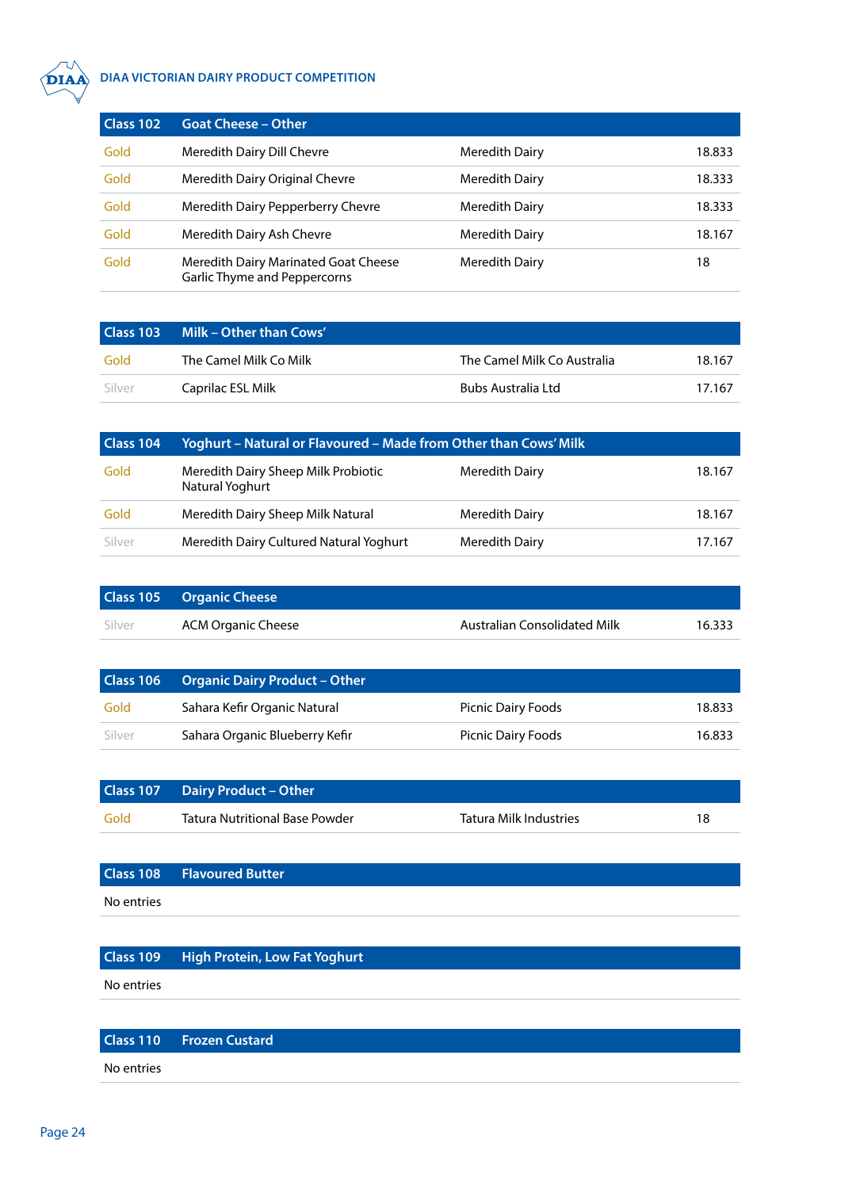| Class 102 | Goat Cheese – Other | | |
|---|---|---|---|
| Gold | Meredith Dairy Dill Chevre | Meredith Dairy | 18.833 |
| Gold | Meredith Dairy Original Chevre | Meredith Dairy | 18.333 |
| Gold | Meredith Dairy Pepperberry Chevre | Meredith Dairy | 18.333 |
| Gold | Meredith Dairy Ash Chevre | Meredith Dairy | 18.167 |
| Gold | Meredith Dairy Marinated Goat Cheese Garlic Thyme and Peppercorns | Meredith Dairy | 18 |

| Class 103 | Milk – Other than Cows' | | |
|---|---|---|---|
| Gold | The Camel Milk Co Milk | The Camel Milk Co Australia | 18.167 |
| Silver | Caprilac ESL Milk | Bubs Australia Ltd | 17.167 |

| Class 104 | Yoghurt – Natural or Flavoured – Made from Other than Cows' Milk | | |
|---|---|---|---|
| Gold | Meredith Dairy Sheep Milk Probiotic Natural Yoghurt | Meredith Dairy | 18.167 |
| Gold | Meredith Dairy Sheep Milk Natural | Meredith Dairy | 18.167 |
| Silver | Meredith Dairy Cultured Natural Yoghurt | Meredith Dairy | 17.167 |

| Class 105 | Organic Cheese | | |
|---|---|---|---|
| Silver | ACM Organic Cheese | Australian Consolidated Milk | 16.333 |

| Class 106 | Organic Dairy Product – Other | | |
|---|---|---|---|
| Gold | Sahara Kefir Organic Natural | Picnic Dairy Foods | 18.833 |
| Silver | Sahara Organic Blueberry Kefir | Picnic Dairy Foods | 16.833 |

| Class 107 | Dairy Product – Other | | |
|---|---|---|---|
| Gold | Tatura Nutritional Base Powder | Tatura Milk Industries | 18 |

| Class 108 | Flavoured Butter |
|---|---|
| No entries | |

| Class 109 | High Protein, Low Fat Yoghurt |
|---|---|
| No entries | |

| Class 110 | Frozen Custard |
|---|---|
| No entries | |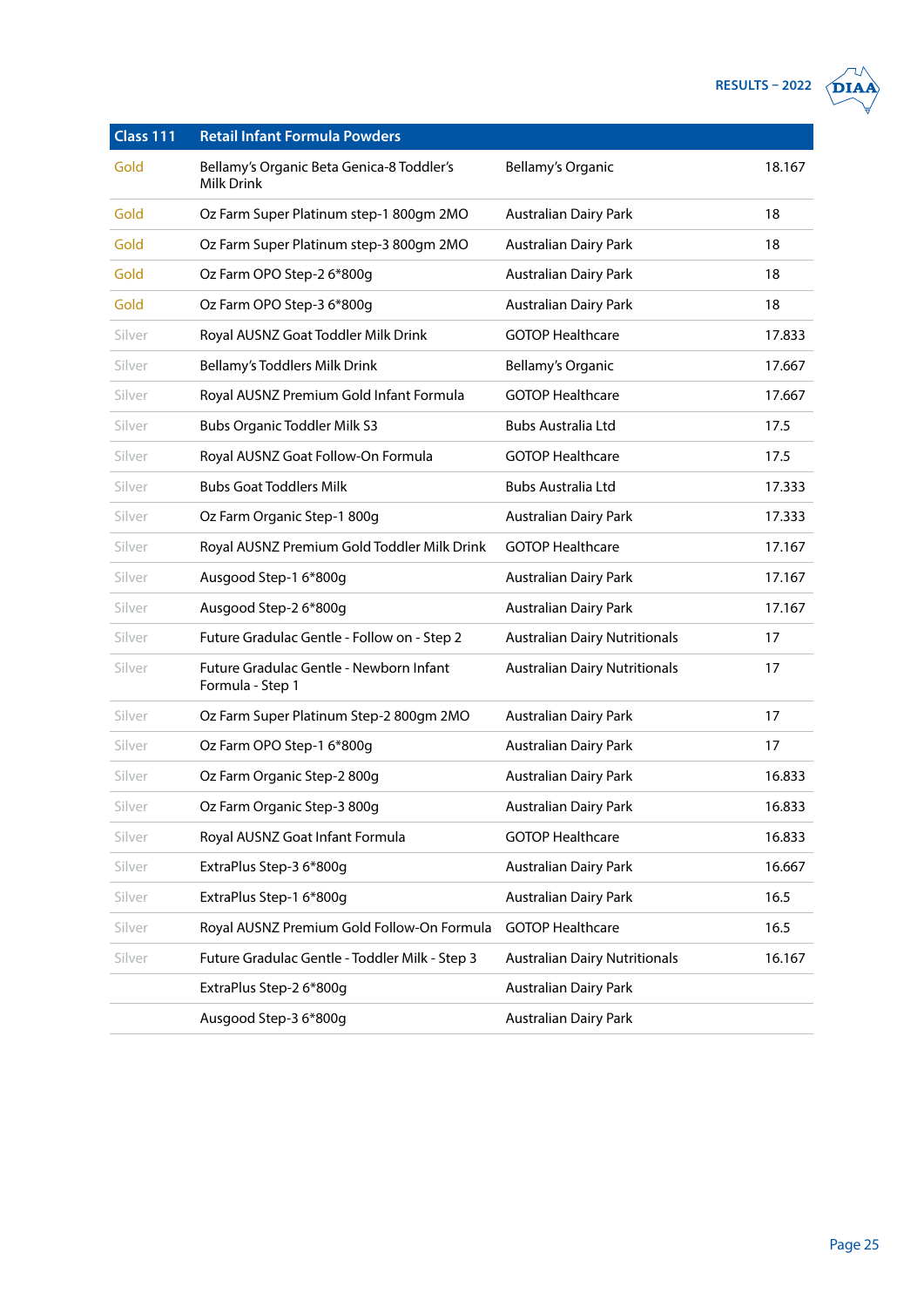| Class 111 | Retail Infant Formula Powders | | |
|---|---|---|---|
| Gold | Bellamy's Organic Beta Genica-8 Toddler's Milk Drink | Bellamy's Organic | 18.167 |
| Gold | Oz Farm Super Platinum step-1 800gm 2MO | Australian Dairy Park | 18 |
| Gold | Oz Farm Super Platinum step-3 800gm 2MO | Australian Dairy Park | 18 |
| Gold | Oz Farm OPO Step-2 6*800g | Australian Dairy Park | 18 |
| Gold | Oz Farm OPO Step-3 6*800g | Australian Dairy Park | 18 |
| Silver | Royal AUSNZ Goat Toddler Milk Drink | GOTOP Healthcare | 17.833 |
| Silver | Bellamy's Toddlers Milk Drink | Bellamy's Organic | 17.667 |
| Silver | Royal AUSNZ Premium Gold Infant Formula | GOTOP Healthcare | 17.667 |
| Silver | Bubs Organic Toddler Milk S3 | Bubs Australia Ltd | 17.5 |
| Silver | Royal AUSNZ Goat Follow-On Formula | GOTOP Healthcare | 17.5 |
| Silver | Bubs Goat Toddlers Milk | Bubs Australia Ltd | 17.333 |
| Silver | Oz Farm Organic Step-1 800g | Australian Dairy Park | 17.333 |
| Silver | Royal AUSNZ Premium Gold Toddler Milk Drink | GOTOP Healthcare | 17.167 |
| Silver | Ausgood Step-1 6*800g | Australian Dairy Park | 17.167 |
| Silver | Ausgood Step-2 6*800g | Australian Dairy Park | 17.167 |
| Silver | Future Gradulac Gentle - Follow on - Step 2 | Australian Dairy Nutritionals | 17 |
| Silver | Future Gradulac Gentle - Newborn Infant Formula - Step 1 | Australian Dairy Nutritionals | 17 |
| Silver | Oz Farm Super Platinum Step-2 800gm 2MO | Australian Dairy Park | 17 |
| Silver | Oz Farm OPO Step-1 6*800g | Australian Dairy Park | 17 |
| Silver | Oz Farm Organic Step-2 800g | Australian Dairy Park | 16.833 |
| Silver | Oz Farm Organic Step-3 800g | Australian Dairy Park | 16.833 |
| Silver | Royal AUSNZ Goat Infant Formula | GOTOP Healthcare | 16.833 |
| Silver | ExtraPlus Step-3 6*800g | Australian Dairy Park | 16.667 |
| Silver | ExtraPlus Step-1 6*800g | Australian Dairy Park | 16.5 |
| Silver | Royal AUSNZ Premium Gold Follow-On Formula | GOTOP Healthcare | 16.5 |
| Silver | Future Gradulac Gentle - Toddler Milk - Step 3 | Australian Dairy Nutritionals | 16.167 |
| | ExtraPlus Step-2 6*800g | Australian Dairy Park | |
| | Ausgood Step-3 6*800g | Australian Dairy Park | |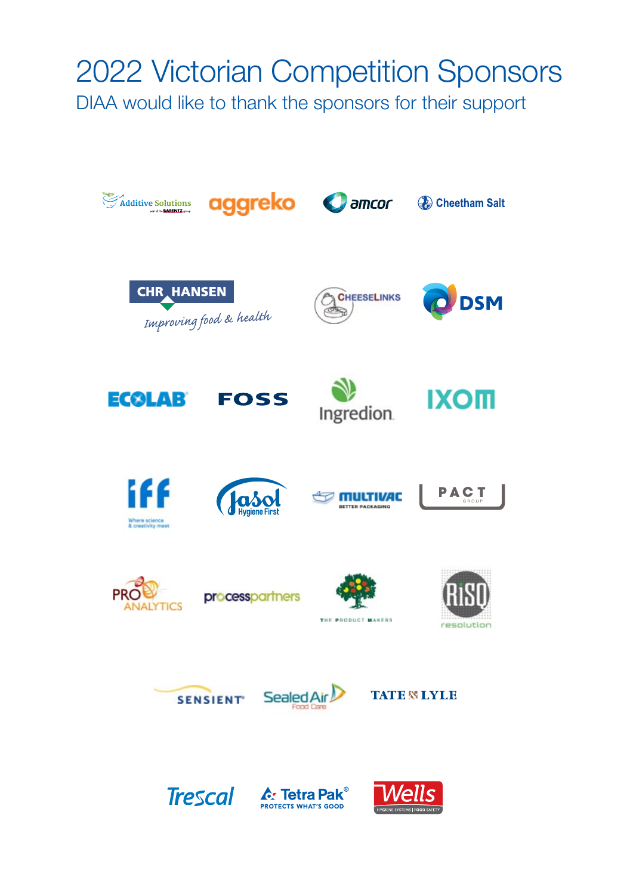# 2022 Victorian Competition Sponsors

DIAA would like to thank the sponsors for their support

Additive Solutions

aggreko

amcor

Cheetham Salt

CHR HANSEN Improving food & health

CHEESELINKS

DSM

ECOLAB

FOSS

Ingredion

IXOM

iff Where science & creativity meet

Jasol Hygiene First

MULTIVAC BETTER PACKAGING

PACT GROUP

PRO ANALYTICS

processpartners

THE PRODUCT MAKERS

RiSQ resolution

SENSIENT

SealedAir Food Care

TATE & LYLE

Trescal

Tetra Pak PROTECTS WHAT'S GOOD

Wells HYGIENE SYSTEMS | FOOD SAFETY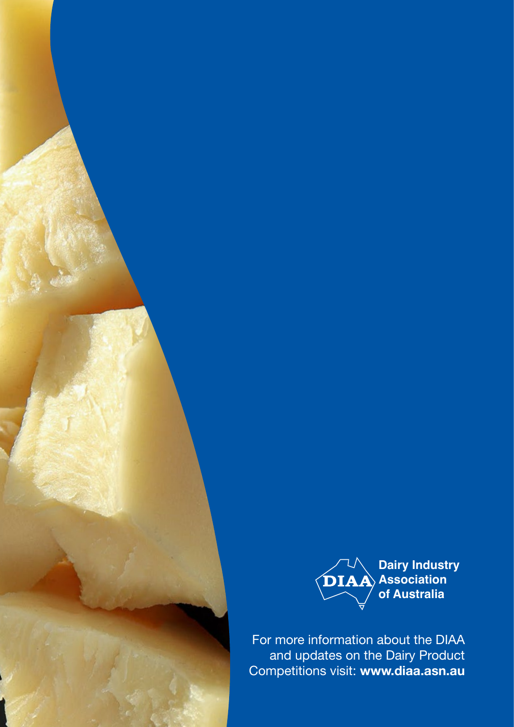DIAA

Dairy Industry Association of Australia

For more information about the DIAA and updates on the Dairy Product Competitions visit: **www.diaa.asn.au**